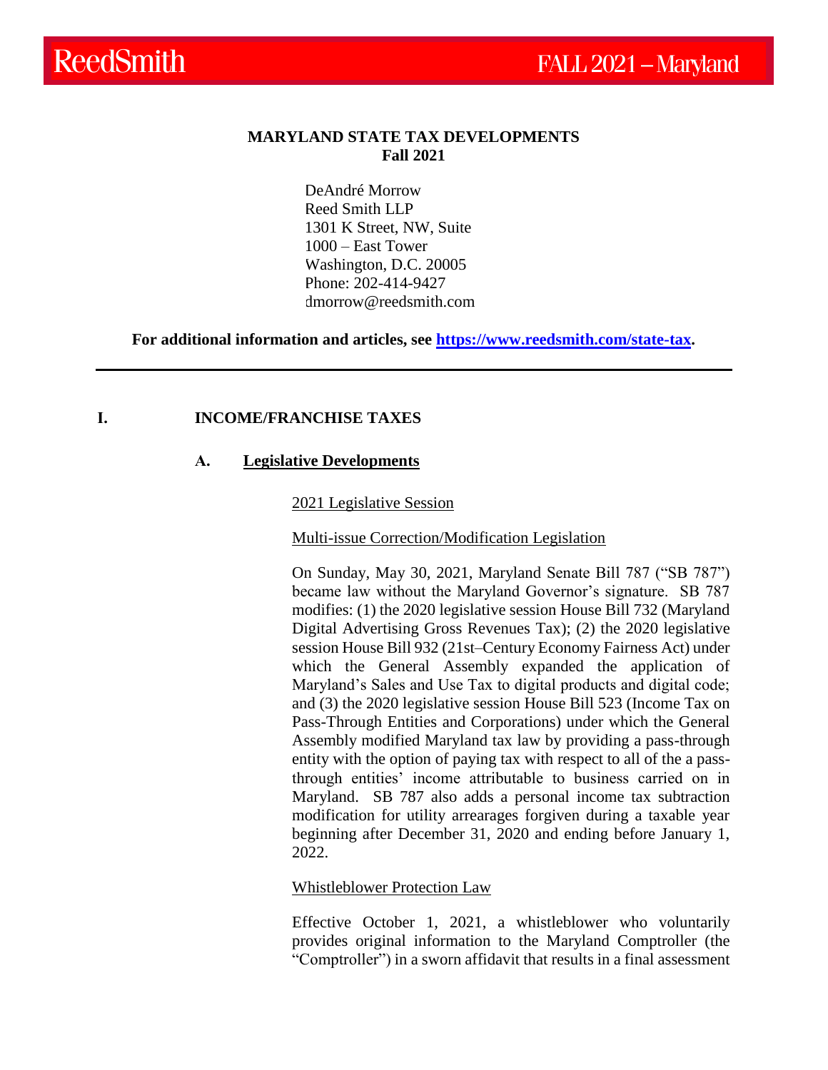# MARYLAND STATE TAX DEVELOPMENTS
## Fall 2021

DeAndré Morrow
Reed Smith LLP
1301 K Street, NW, Suite
1000 – East Tower
Washington, D.C. 20005
Phone: 202-414-9427
dmorrow@reedsmith.com

**For additional information and articles, see [https://www.reedsmith.com/state-tax](https://www.reedsmith.com/state-tax).**

---

## I. INCOME/FRANCHISE TAXES

### A. Legillative Developments

2021 Legislative Session

Multi-issue Correction/Modification Legislation

On Sunday, May 30, 2021, Maryland Senate Bill 787 ("SB 787") became law without the Maryland Governor's signature. SB 787 modifies: (1) the 2020 legislative session House Bill 732 (Maryland Digital Advertising Gross Revenues Tax); (2) the 2020 legislative session House Bill 932 (21st–Century Economy Fairness Act) under which the General Assembly expanded the application of Maryland's Sales and Use Tax to digital products and digital code; and (3) the 2020 legislative session House Bill 523 (Income Tax on Pass-Through Entities and Corporations) under which the General Assembly modified Maryland tax law by providing a pass-through entity with the option of paying tax with respect to all of the a pass-through entities' income attributable to business carried on in Maryland. SB 787 also adds a personal income tax subtraction modification for utility arrearages forgiven during a taxable year beginning after December 31, 2020 and ending before January 1, 2022.

Whistleblower Protection Law

Effective October 1, 2021, a whistleblower who voluntarily provides original information to the Maryland Comptroller (the "Comptroller") in a sworn affidavit that results in a final assessment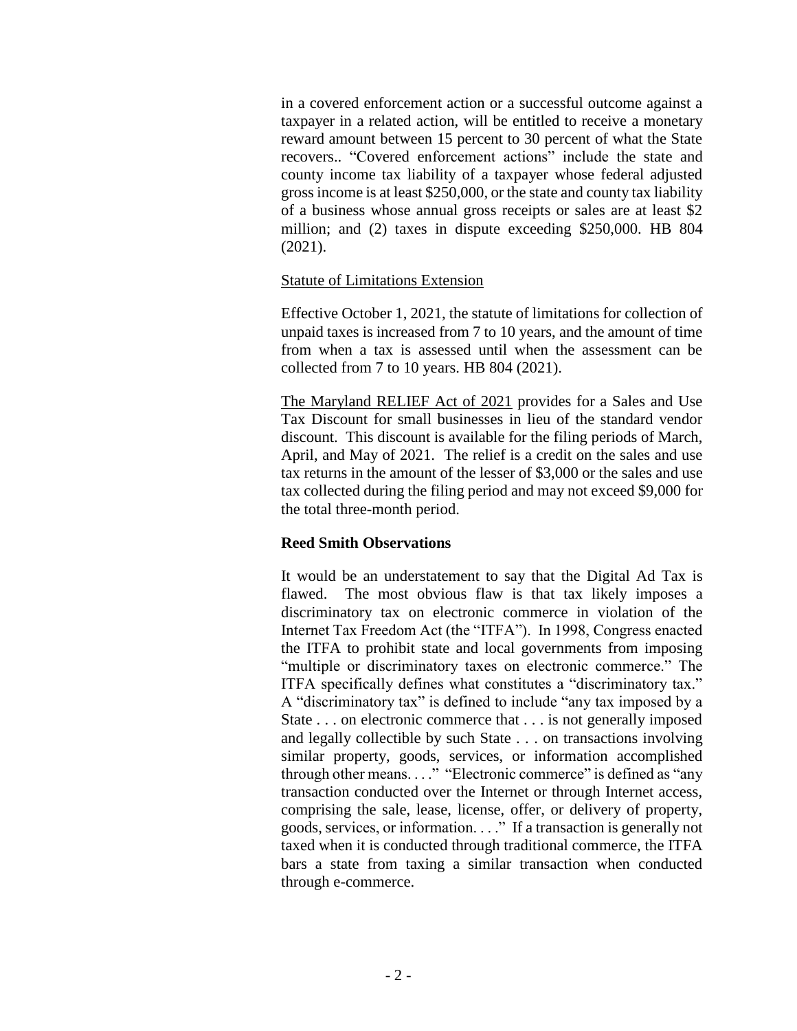in a covered enforcement action or a successful outcome against a taxpayer in a related action, will be entitled to receive a monetary reward amount between 15 percent to 30 percent of what the State recovers.. "Covered enforcement actions" include the state and county income tax liability of a taxpayer whose federal adjusted gross income is at least $250,000, or the state and county tax liability of a business whose annual gross receipts or sales are at least $2 million; and (2) taxes in dispute exceeding $250,000. HB 804 (2021).

Statute of Limitations Extension

Effective October 1, 2021, the statute of limitations for collection of unpaid taxes is increased from 7 to 10 years, and the amount of time from when a tax is assessed until when the assessment can be collected from 7 to 10 years. HB 804 (2021).

The Maryland RELIEF Act of 2021 provides for a Sales and Use Tax Discount for small businesses in lieu of the standard vendor discount. This discount is available for the filing periods of March, April, and May of 2021. The relief is a credit on the sales and use tax returns in the amount of the lesser of $3,000 or the sales and use tax collected during the filing period and may not exceed $9,000 for the total three-month period.

**Reed Smith Observations**

It would be an understatement to say that the Digital Ad Tax is flawed. The most obvious flaw is that tax likely imposes a discriminatory tax on electronic commerce in violation of the Internet Tax Freedom Act (the "ITFA"). In 1998, Congress enacted the ITFA to prohibit state and local governments from imposing "multiple or discriminatory taxes on electronic commerce." The ITFA specifically defines what constitutes a "discriminatory tax." A "discriminatory tax" is defined to include "any tax imposed by a State . . . on electronic commerce that . . . is not generally imposed and legally collectible by such State . . . on transactions involving similar property, goods, services, or information accomplished through other means. . . ." "Electronic commerce" is defined as "any transaction conducted over the Internet or through Internet access, comprising the sale, lease, license, offer, or delivery of property, goods, services, or information. . . ." If a transaction is generally not taxed when it is conducted through traditional commerce, the ITFA bars a state from taxing a similar transaction when conducted through e-commerce.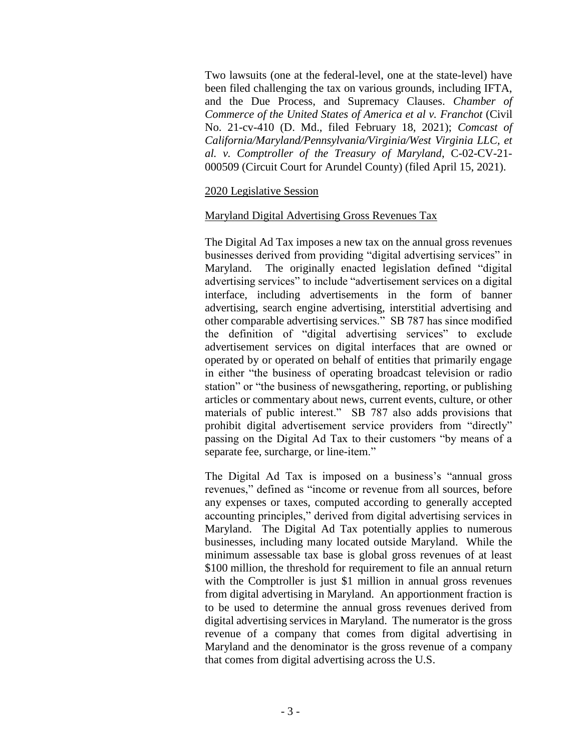Two lawsuits (one at the federal-level, one at the state-level) have been filed challenging the tax on various grounds, including IFTA, and the Due Process, and Supremacy Clauses. *Chamber of Commerce of the United States of America et al v. Franchot* (Civil No. 21-cv-410 (D. Md., filed February 18, 2021); *Comcast of California/Maryland/Pennsylvania/Virginia/West Virginia LLC, et al. v. Comptroller of the Treasury of Maryland*, C-02-CV-21-000509 (Circuit Court for Arundel County) (filed April 15, 2021).

<u>2020 Legislative Session</u>

<u>Maryland Digital Advertising Gross Revenues Tax</u>

The Digital Ad Tax imposes a new tax on the annual gross revenues businesses derived from providing "digital advertising services" in Maryland. The originally enacted legislation defined "digital advertising services" to include "advertisement services on a digital interface, including advertisements in the form of banner advertising, search engine advertising, interstitial advertising and other comparable advertising services." SB 787 has since modified the definition of "digital advertising services" to exclude advertisement services on digital interfaces that are owned or operated by or operated on behalf of entities that primarily engage in either "the business of operating broadcast television or radio station" or "the business of newsgathering, reporting, or publishing articles or commentary about news, current events, culture, or other materials of public interest." SB 787 also adds provisions that prohibit digital advertisement service providers from "directly" passing on the Digital Ad Tax to their customers "by means of a separate fee, surcharge, or line-item."

The Digital Ad Tax is imposed on a business's "annual gross revenues," defined as "income or revenue from all sources, before any expenses or taxes, computed according to generally accepted accounting principles," derived from digital advertising services in Maryland. The Digital Ad Tax potentially applies to numerous businesses, including many located outside Maryland. While the minimum assessable tax base is global gross revenues of at least \$100 million, the threshold for requirement to file an annual return with the Comptroller is just \$1 million in annual gross revenues from digital advertising in Maryland. An apportionment fraction is to be used to determine the annual gross revenues derived from digital advertising services in Maryland. The numerator is the gross revenue of a company that comes from digital advertising in Maryland and the denominator is the gross revenue of a company that comes from digital advertising across the U.S.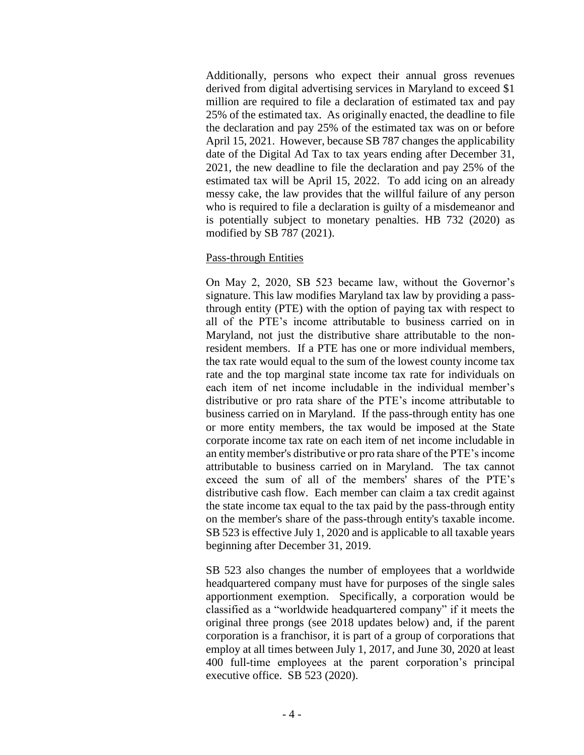Additionally, persons who expect their annual gross revenues derived from digital advertising services in Maryland to exceed $1 million are required to file a declaration of estimated tax and pay 25% of the estimated tax. As originally enacted, the deadline to file the declaration and pay 25% of the estimated tax was on or before April 15, 2021. However, because SB 787 changes the applicability date of the Digital Ad Tax to tax years ending after December 31, 2021, the new deadline to file the declaration and pay 25% of the estimated tax will be April 15, 2022. To add icing on an already messy cake, the law provides that the willful failure of any person who is required to file a declaration is guilty of a misdemeanor and is potentially subject to monetary penalties. HB 732 (2020) as modified by SB 787 (2021).

Pass-through Entities

On May 2, 2020, SB 523 became law, without the Governor's signature. This law modifies Maryland tax law by providing a pass-through entity (PTE) with the option of paying tax with respect to all of the PTE's income attributable to business carried on in Maryland, not just the distributive share attributable to the non-resident members. If a PTE has one or more individual members, the tax rate would equal to the sum of the lowest county income tax rate and the top marginal state income tax rate for individuals on each item of net income includable in the individual member's distributive or pro rata share of the PTE's income attributable to business carried on in Maryland. If the pass-through entity has one or more entity members, the tax would be imposed at the State corporate income tax rate on each item of net income includable in an entity member's distributive or pro rata share of the PTE's income attributable to business carried on in Maryland. The tax cannot exceed the sum of all of the members' shares of the PTE's distributive cash flow. Each member can claim a tax credit against the state income tax equal to the tax paid by the pass-through entity on the member's share of the pass-through entity's taxable income. SB 523 is effective July 1, 2020 and is applicable to all taxable years beginning after December 31, 2019.

SB 523 also changes the number of employees that a worldwide headquartered company must have for purposes of the single sales apportionment exemption. Specifically, a corporation would be classified as a "worldwide headquartered company" if it meets the original three prongs (see 2018 updates below) and, if the parent corporation is a franchisor, it is part of a group of corporations that employ at all times between July 1, 2017, and June 30, 2020 at least 400 full-time employees at the parent corporation's principal executive office. SB 523 (2020).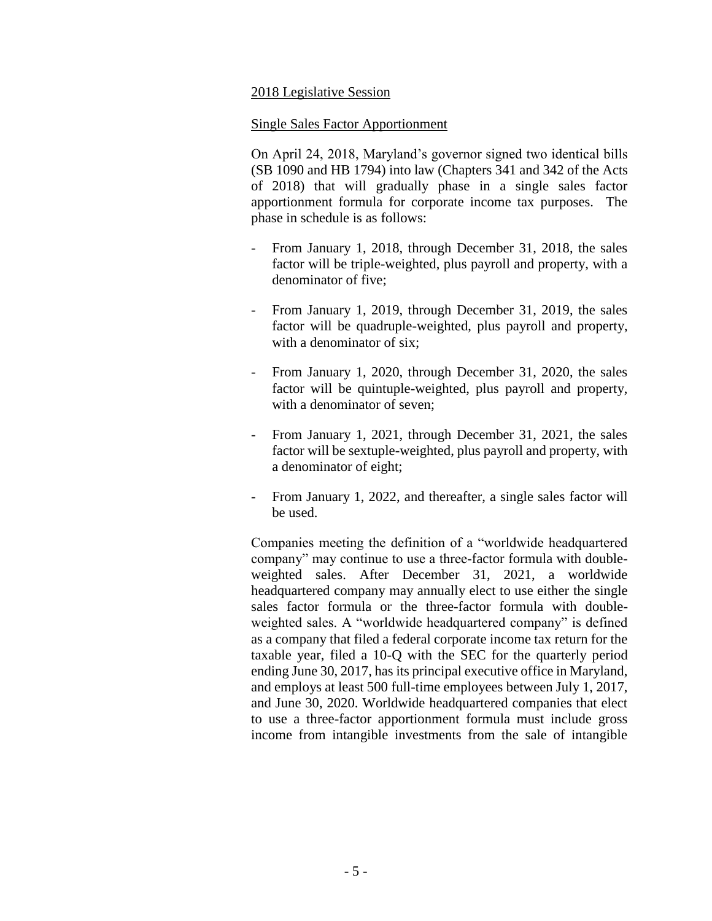2018 Legislative Session

Single Sales Factor Apportionment

On April 24, 2018, Maryland's governor signed two identical bills (SB 1090 and HB 1794) into law (Chapters 341 and 342 of the Acts of 2018) that will gradually phase in a single sales factor apportionment formula for corporate income tax purposes. The phase in schedule is as follows:

- From January 1, 2018, through December 31, 2018, the sales factor will be triple-weighted, plus payroll and property, with a denominator of five;
- From January 1, 2019, through December 31, 2019, the sales factor will be quadruple-weighted, plus payroll and property, with a denominator of six;
- From January 1, 2020, through December 31, 2020, the sales factor will be quintuple-weighted, plus payroll and property, with a denominator of seven;
- From January 1, 2021, through December 31, 2021, the sales factor will be sextuple-weighted, plus payroll and property, with a denominator of eight;
- From January 1, 2022, and thereafter, a single sales factor will be used.

Companies meeting the definition of a "worldwide headquartered company" may continue to use a three-factor formula with double-weighted sales. After December 31, 2021, a worldwide headquartered company may annually elect to use either the single sales factor formula or the three-factor formula with double-weighted sales. A "worldwide headquartered company" is defined as a company that filed a federal corporate income tax return for the taxable year, filed a 10-Q with the SEC for the quarterly period ending June 30, 2017, has its principal executive office in Maryland, and employs at least 500 full-time employees between July 1, 2017, and June 30, 2020. Worldwide headquartered companies that elect to use a three-factor apportionment formula must include gross income from intangible investments from the sale of intangible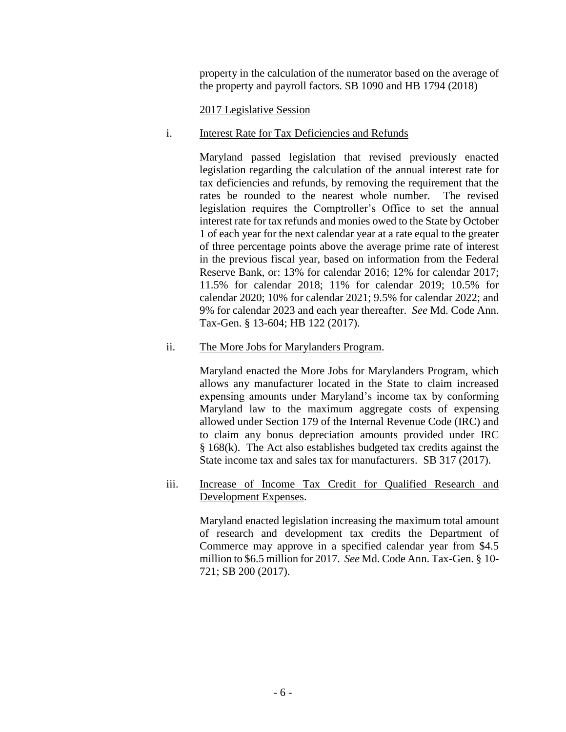property in the calculation of the numerator based on the average of the property and payroll factors. SB 1090 and HB 1794 (2018)

2017 Legislative Session

i. Interest Rate for Tax Deficiencies and Refunds

Maryland passed legislation that revised previously enacted legislation regarding the calculation of the annual interest rate for tax deficiencies and refunds, by removing the requirement that the rates be rounded to the nearest whole number. The revised legislation requires the Comptroller's Office to set the annual interest rate for tax refunds and monies owed to the State by October 1 of each year for the next calendar year at a rate equal to the greater of three percentage points above the average prime rate of interest in the previous fiscal year, based on information from the Federal Reserve Bank, or: 13% for calendar 2016; 12% for calendar 2017; 11.5% for calendar 2018; 11% for calendar 2019; 10.5% for calendar 2020; 10% for calendar 2021; 9.5% for calendar 2022; and 9% for calendar 2023 and each year thereafter. *See* Md. Code Ann. Tax-Gen. § 13-604; HB 122 (2017).

ii. The More Jobs for Marylanders Program.

Maryland enacted the More Jobs for Marylanders Program, which allows any manufacturer located in the State to claim increased expensing amounts under Maryland's income tax by conforming Maryland law to the maximum aggregate costs of expensing allowed under Section 179 of the Internal Revenue Code (IRC) and to claim any bonus depreciation amounts provided under IRC § 168(k). The Act also establishes budgeted tax credits against the State income tax and sales tax for manufacturers. SB 317 (2017).

iii. Increase of Income Tax Credit for Qualified Research and Development Expenses.

Maryland enacted legislation increasing the maximum total amount of research and development tax credits the Department of Commerce may approve in a specified calendar year from $4.5 million to $6.5 million for 2017. *See* Md. Code Ann. Tax-Gen. § 10-721; SB 200 (2017).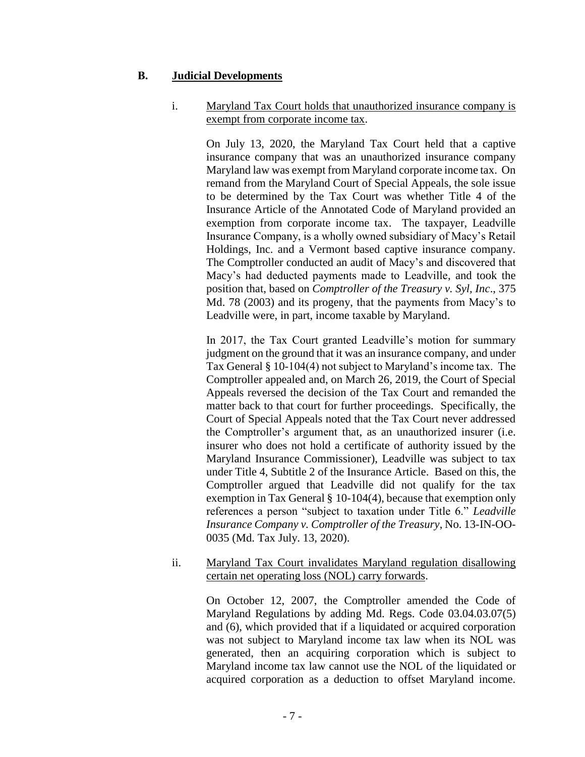## B. **Judicial Developments**

i. Maryland Tax Court holds that unauthorized insurance company is exempt from corporate income tax.

On July 13, 2020, the Maryland Tax Court held that a captive insurance company that was an unauthorized insurance company Maryland law was exempt from Maryland corporate income tax. On remand from the Maryland Court of Special Appeals, the sole issue to be determined by the Tax Court was whether Title 4 of the Insurance Article of the Annotated Code of Maryland provided an exemption from corporate income tax. The taxpayer, Leadville Insurance Company, is a wholly owned subsidiary of Macy's Retail Holdings, Inc. and a Vermont based captive insurance company. The Comptroller conducted an audit of Macy's and discovered that Macy's had deducted payments made to Leadville, and took the position that, based on *Comptroller of the Treasury v. Syl, Inc*., 375 Md. 78 (2003) and its progeny, that the payments from Macy's to Leadville were, in part, income taxable by Maryland.

In 2017, the Tax Court granted Leadville's motion for summary judgment on the ground that it was an insurance company, and under Tax General § 10-104(4) not subject to Maryland's income tax. The Comptroller appealed and, on March 26, 2019, the Court of Special Appeals reversed the decision of the Tax Court and remanded the matter back to that court for further proceedings. Specifically, the Court of Special Appeals noted that the Tax Court never addressed the Comptroller's argument that, as an unauthorized insurer (i.e. insurer who does not hold a certificate of authority issued by the Maryland Insurance Commissioner), Leadville was subject to tax under Title 4, Subtitle 2 of the Insurance Article. Based on this, the Comptroller argued that Leadville did not qualify for the tax exemption in Tax General § 10-104(4), because that exemption only references a person "subject to taxation under Title 6." *Leadville Insurance Company v. Comptroller of the Treasury*, No. 13-IN-OO-0035 (Md. Tax July. 13, 2020).

ii. Maryland Tax Court invalidates Maryland regulation disallowing certain net operating loss (NOL) carry forwards.

On October 12, 2007, the Comptroller amended the Code of Maryland Regulations by adding Md. Regs. Code 03.04.03.07(5) and (6), which provided that if a liquidated or acquired corporation was not subject to Maryland income tax law when its NOL was generated, then an acquiring corporation which is subject to Maryland income tax law cannot use the NOL of the liquidated or acquired corporation as a deduction to offset Maryland income.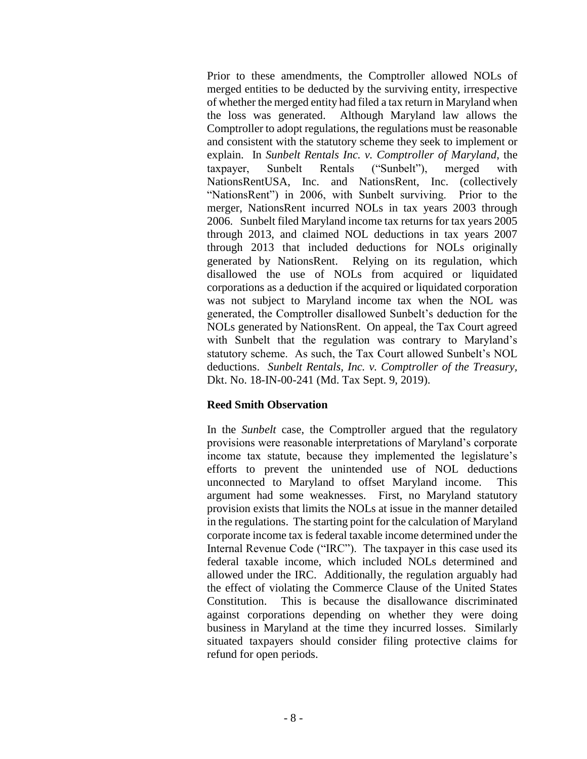Prior to these amendments, the Comptroller allowed NOLs of merged entities to be deducted by the surviving entity, irrespective of whether the merged entity had filed a tax return in Maryland when the loss was generated. Although Maryland law allows the Comptroller to adopt regulations, the regulations must be reasonable and consistent with the statutory scheme they seek to implement or explain. In *Sunbelt Rentals Inc. v. Comptroller of Maryland*, the taxpayer, Sunbelt Rentals ("Sunbelt"), merged with NationsRentUSA, Inc. and NationsRent, Inc. (collectively "NationsRent") in 2006, with Sunbelt surviving. Prior to the merger, NationsRent incurred NOLs in tax years 2003 through 2006. Sunbelt filed Maryland income tax returns for tax years 2005 through 2013, and claimed NOL deductions in tax years 2007 through 2013 that included deductions for NOLs originally generated by NationsRent. Relying on its regulation, which disallowed the use of NOLs from acquired or liquidated corporations as a deduction if the acquired or liquidated corporation was not subject to Maryland income tax when the NOL was generated, the Comptroller disallowed Sunbelt's deduction for the NOLs generated by NationsRent. On appeal, the Tax Court agreed with Sunbelt that the regulation was contrary to Maryland's statutory scheme. As such, the Tax Court allowed Sunbelt's NOL deductions. *Sunbelt Rentals, Inc. v. Comptroller of the Treasury*, Dkt. No. 18-IN-00-241 (Md. Tax Sept. 9, 2019).

**Reed Smith Observation**

In the *Sunbelt* case, the Comptroller argued that the regulatory provisions were reasonable interpretations of Maryland's corporate income tax statute, because they implemented the legislature's efforts to prevent the unintended use of NOL deductions unconnected to Maryland to offset Maryland income. This argument had some weaknesses. First, no Maryland statutory provision exists that limits the NOLs at issue in the manner detailed in the regulations. The starting point for the calculation of Maryland corporate income tax is federal taxable income determined under the Internal Revenue Code ("IRC"). The taxpayer in this case used its federal taxable income, which included NOLs determined and allowed under the IRC. Additionally, the regulation arguably had the effect of violating the Commerce Clause of the United States Constitution. This is because the disallowance discriminated against corporations depending on whether they were doing business in Maryland at the time they incurred losses. Similarly situated taxpayers should consider filing protective claims for refund for open periods.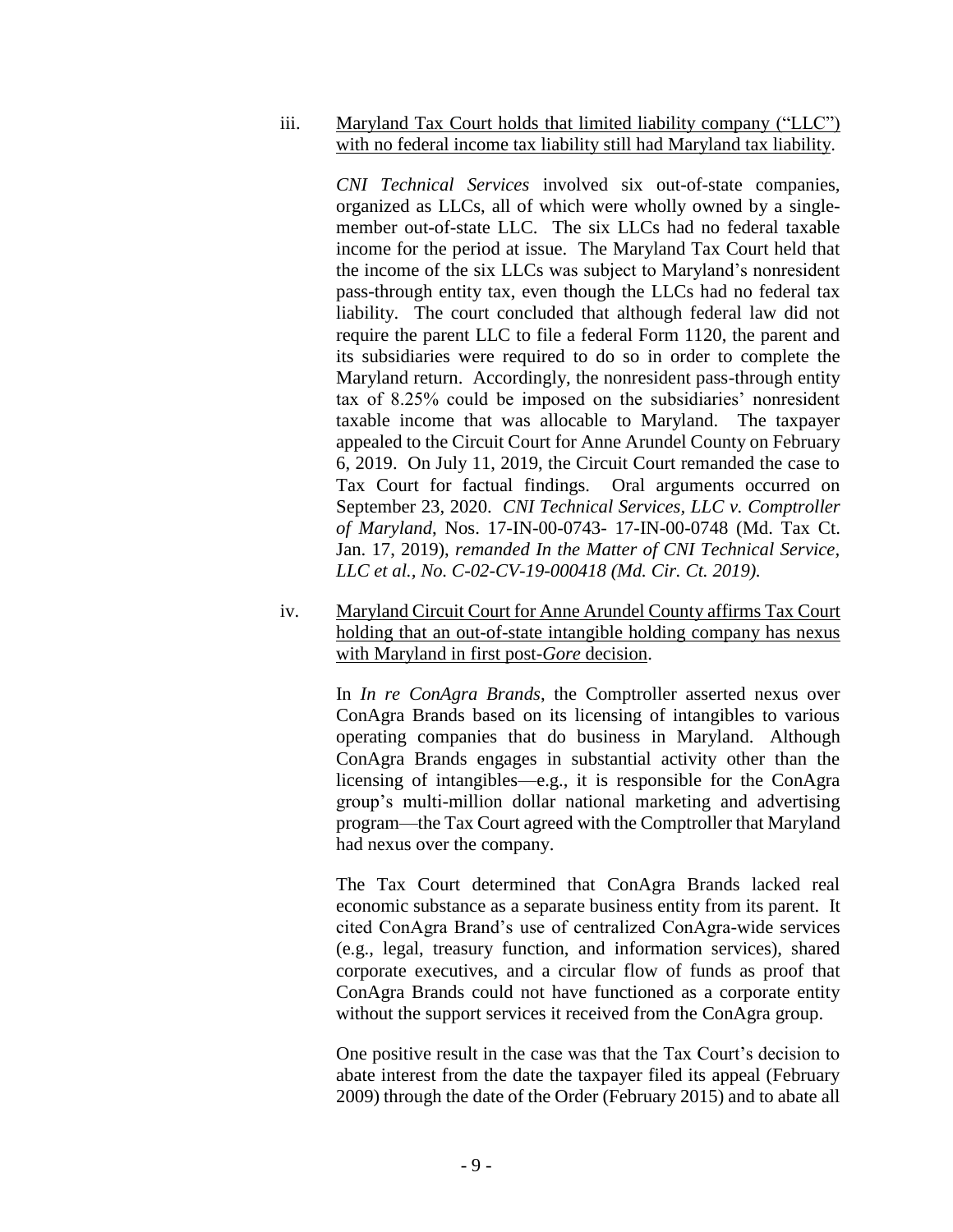iii. Maryland Tax Court holds that limited liability company ("LLC") with no federal income tax liability still had Maryland tax liability.

*CNI Technical Services* involved six out-of-state companies, organized as LLCs, all of which were wholly owned by a single-member out-of-state LLC. The six LLCs had no federal taxable income for the period at issue. The Maryland Tax Court held that the income of the six LLCs was subject to Maryland's nonresident pass-through entity tax, even though the LLCs had no federal tax liability. The court concluded that although federal law did not require the parent LLC to file a federal Form 1120, the parent and its subsidiaries were required to do so in order to complete the Maryland return. Accordingly, the nonresident pass-through entity tax of 8.25% could be imposed on the subsidiaries' nonresident taxable income that was allocable to Maryland. The taxpayer appealed to the Circuit Court for Anne Arundel County on February 6, 2019. On July 11, 2019, the Circuit Court remanded the case to Tax Court for factual findings. Oral arguments occurred on September 23, 2020. *CNI Technical Services, LLC v. Comptroller of Maryland*, Nos. 17-IN-00-0743- 17-IN-00-0748 (Md. Tax Ct. Jan. 17, 2019), *remanded In the Matter of CNI Technical Service, LLC et al., No. C-02-CV-19-000418 (Md. Cir. Ct. 2019).*

iv. Maryland Circuit Court for Anne Arundel County affirms Tax Court holding that an out-of-state intangible holding company has nexus with Maryland in first post-*Gore* decision.

In *In re ConAgra Brands*, the Comptroller asserted nexus over ConAgra Brands based on its licensing of intangibles to various operating companies that do business in Maryland. Although ConAgra Brands engages in substantial activity other than the licensing of intangibles—e.g., it is responsible for the ConAgra group's multi-million dollar national marketing and advertising program—the Tax Court agreed with the Comptroller that Maryland had nexus over the company.

The Tax Court determined that ConAgra Brands lacked real economic substance as a separate business entity from its parent. It cited ConAgra Brand's use of centralized ConAgra-wide services (e.g., legal, treasury function, and information services), shared corporate executives, and a circular flow of funds as proof that ConAgra Brands could not have functioned as a corporate entity without the support services it received from the ConAgra group.

One positive result in the case was that the Tax Court's decision to abate interest from the date the taxpayer filed its appeal (February 2009) through the date of the Order (February 2015) and to abate all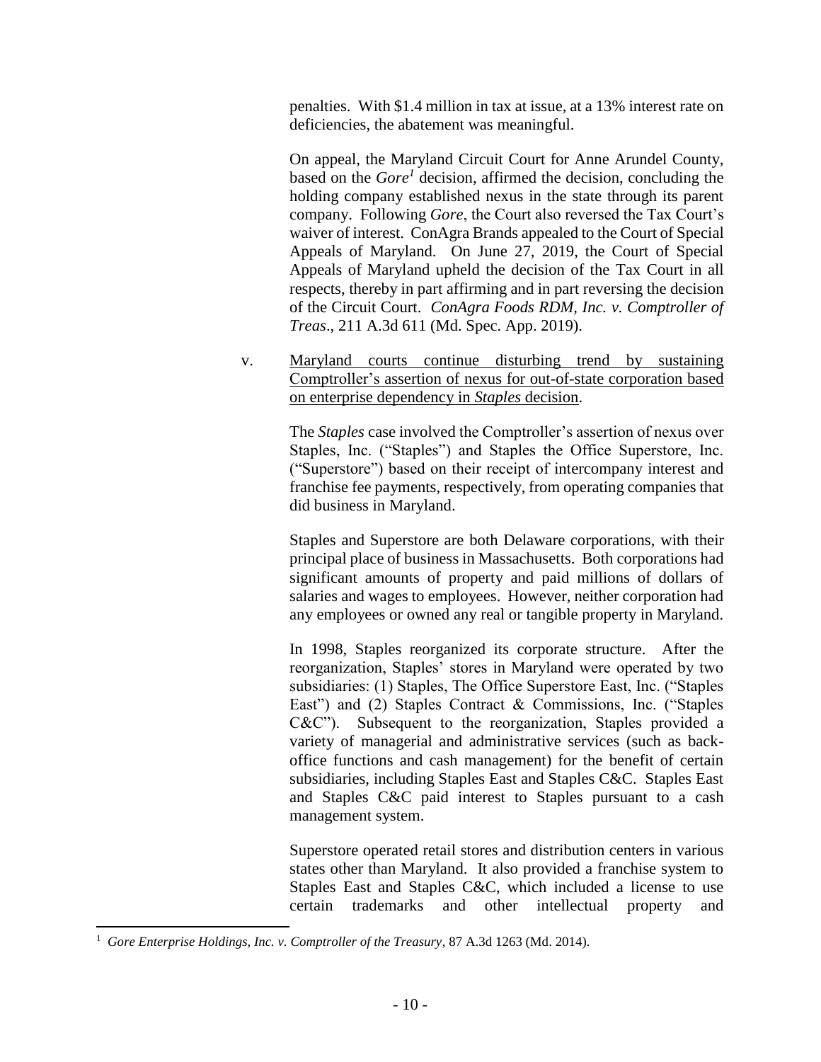penalties. With $1.4 million in tax at issue, at a 13% interest rate on deficiencies, the abatement was meaningful.

On appeal, the Maryland Circuit Court for Anne Arundel County, based on the *Gore*[1] decision, affirmed the decision, concluding the holding company established nexus in the state through its parent company. Following *Gore*, the Court also reversed the Tax Court's waiver of interest. ConAgra Brands appealed to the Court of Special Appeals of Maryland. On June 27, 2019, the Court of Special Appeals of Maryland upheld the decision of the Tax Court in all respects, thereby in part affirming and in part reversing the decision of the Circuit Court. *ConAgra Foods RDM, Inc. v. Comptroller of Treas*., 211 A.3d 611 (Md. Spec. App. 2019).

v. <u>Maryland courts continue disturbing trend by sustaining Comptroller's assertion of nexus for out-of-state corporation based on enterprise dependency in *Staples* decision</u>.

The *Staples* case involved the Comptroller's assertion of nexus over Staples, Inc. ("Staples") and Staples the Office Superstore, Inc. ("Superstore") based on their receipt of intercompany interest and franchise fee payments, respectively, from operating companies that did business in Maryland.

Staples and Superstore are both Delaware corporations, with their principal place of business in Massachusetts. Both corporations had significant amounts of property and paid millions of dollars of salaries and wages to employees. However, neither corporation had any employees or owned any real or tangible property in Maryland.

In 1998, Staples reorganized its corporate structure. After the reorganization, Staples' stores in Maryland were operated by two subsidiaries: (1) Staples, The Office Superstore East, Inc. ("Staples East") and (2) Staples Contract & Commissions, Inc. ("Staples C&C"). Subsequent to the reorganization, Staples provided a variety of managerial and administrative services (such as back-office functions and cash management) for the benefit of certain subsidiaries, including Staples East and Staples C&C. Staples East and Staples C&C paid interest to Staples pursuant to a cash management system.

Superstore operated retail stores and distribution centers in various states other than Maryland. It also provided a franchise system to Staples East and Staples C&C, which included a license to use certain trademarks and other intellectual property and

---

[1] *Gore Enterprise Holdings, Inc. v. Comptroller of the Treasury*, 87 A.3d 1263 (Md. 2014).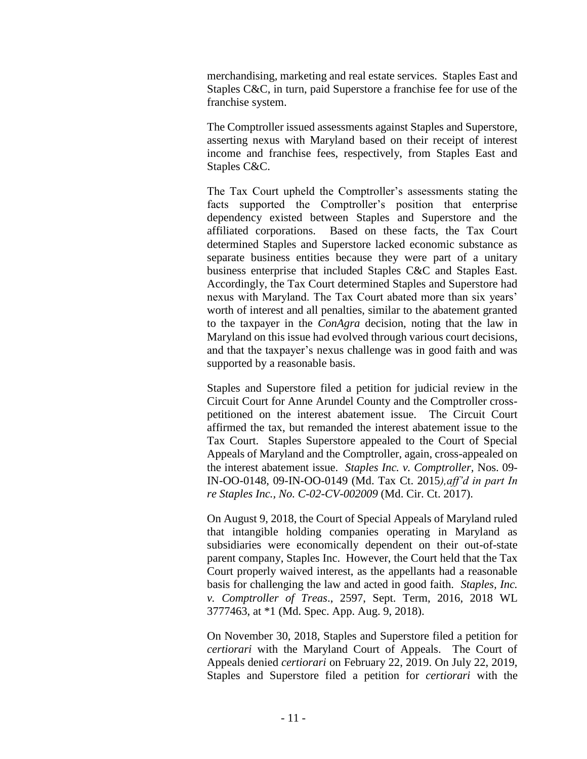merchandising, marketing and real estate services. Staples East and Staples C&C, in turn, paid Superstore a franchise fee for use of the franchise system.

The Comptroller issued assessments against Staples and Superstore, asserting nexus with Maryland based on their receipt of interest income and franchise fees, respectively, from Staples East and Staples C&C.

The Tax Court upheld the Comptroller's assessments stating the facts supported the Comptroller's position that enterprise dependency existed between Staples and Superstore and the affiliated corporations. Based on these facts, the Tax Court determined Staples and Superstore lacked economic substance as separate business entities because they were part of a unitary business enterprise that included Staples C&C and Staples East. Accordingly, the Tax Court determined Staples and Superstore had nexus with Maryland. The Tax Court abated more than six years' worth of interest and all penalties, similar to the abatement granted to the taxpayer in the *ConAgra* decision, noting that the law in Maryland on this issue had evolved through various court decisions, and that the taxpayer's nexus challenge was in good faith and was supported by a reasonable basis.

Staples and Superstore filed a petition for judicial review in the Circuit Court for Anne Arundel County and the Comptroller cross-petitioned on the interest abatement issue. The Circuit Court affirmed the tax, but remanded the interest abatement issue to the Tax Court. Staples Superstore appealed to the Court of Special Appeals of Maryland and the Comptroller, again, cross-appealed on the interest abatement issue. *Staples Inc. v. Comptroller*, Nos. 09-IN-OO-0148, 09-IN-OO-0149 (Md. Tax Ct. 2015*), aff'd in part In re Staples Inc., No. C-02-CV-002009* (Md. Cir. Ct. 2017).

On August 9, 2018, the Court of Special Appeals of Maryland ruled that intangible holding companies operating in Maryland as subsidiaries were economically dependent on their out-of-state parent company, Staples Inc. However, the Court held that the Tax Court properly waived interest, as the appellants had a reasonable basis for challenging the law and acted in good faith. *Staples, Inc. v. Comptroller of Treas*., 2597, Sept. Term, 2016, 2018 WL 3777463, at *1 (Md. Spec. App. Aug. 9, 2018).

On November 30, 2018, Staples and Superstore filed a petition for *certiorari* with the Maryland Court of Appeals. The Court of Appeals denied *certiorari* on February 22, 2019. On July 22, 2019, Staples and Superstore filed a petition for *certiorari* with the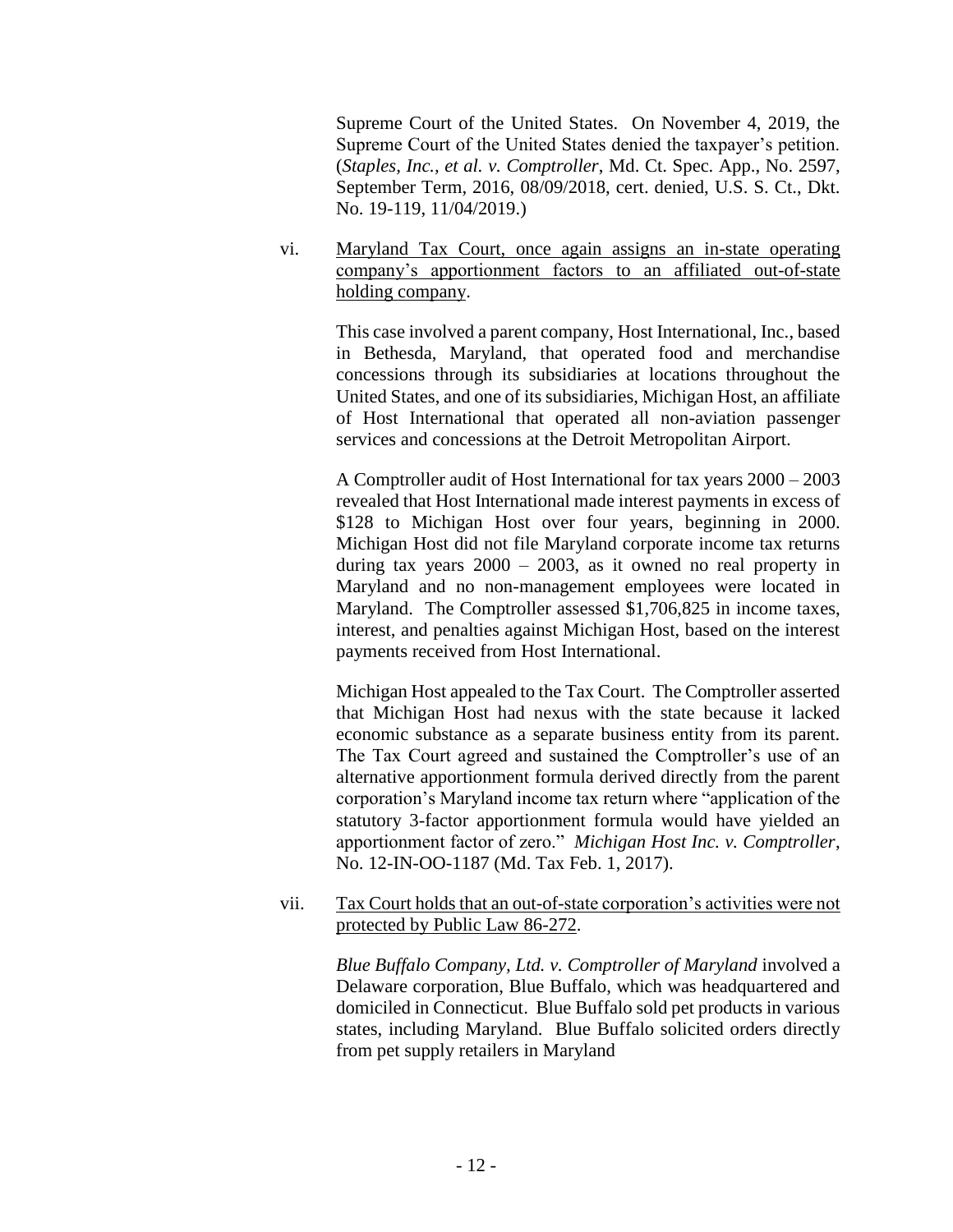Supreme Court of the United States. On November 4, 2019, the Supreme Court of the United States denied the taxpayer's petition. (*Staples, Inc., et al. v. Comptroller*, Md. Ct. Spec. App., No. 2597, September Term, 2016, 08/09/2018, cert. denied, U.S. S. Ct., Dkt. No. 19-119, 11/04/2019.)

vi. Maryland Tax Court, once again assigns an in-state operating company's apportionment factors to an affiliated out-of-state holding company.

This case involved a parent company, Host International, Inc., based in Bethesda, Maryland, that operated food and merchandise concessions through its subsidiaries at locations throughout the United States, and one of its subsidiaries, Michigan Host, an affiliate of Host International that operated all non-aviation passenger services and concessions at the Detroit Metropolitan Airport.

A Comptroller audit of Host International for tax years 2000 – 2003 revealed that Host International made interest payments in excess of \$128 to Michigan Host over four years, beginning in 2000. Michigan Host did not file Maryland corporate income tax returns during tax years 2000 – 2003, as it owned no real property in Maryland and no non-management employees were located in Maryland. The Comptroller assessed \$1,706,825 in income taxes, interest, and penalties against Michigan Host, based on the interest payments received from Host International.

Michigan Host appealed to the Tax Court. The Comptroller asserted that Michigan Host had nexus with the state because it lacked economic substance as a separate business entity from its parent. The Tax Court agreed and sustained the Comptroller's use of an alternative apportionment formula derived directly from the parent corporation's Maryland income tax return where "application of the statutory 3-factor apportionment formula would have yielded an apportionment factor of zero." *Michigan Host Inc. v. Comptroller*, No. 12-IN-OO-1187 (Md. Tax Feb. 1, 2017).

vii. Tax Court holds that an out-of-state corporation's activities were not protected by Public Law 86-272.

*Blue Buffalo Company, Ltd. v. Comptroller of Maryland* involved a Delaware corporation, Blue Buffalo, which was headquartered and domiciled in Connecticut. Blue Buffalo sold pet products in various states, including Maryland. Blue Buffalo solicited orders directly from pet supply retailers in Maryland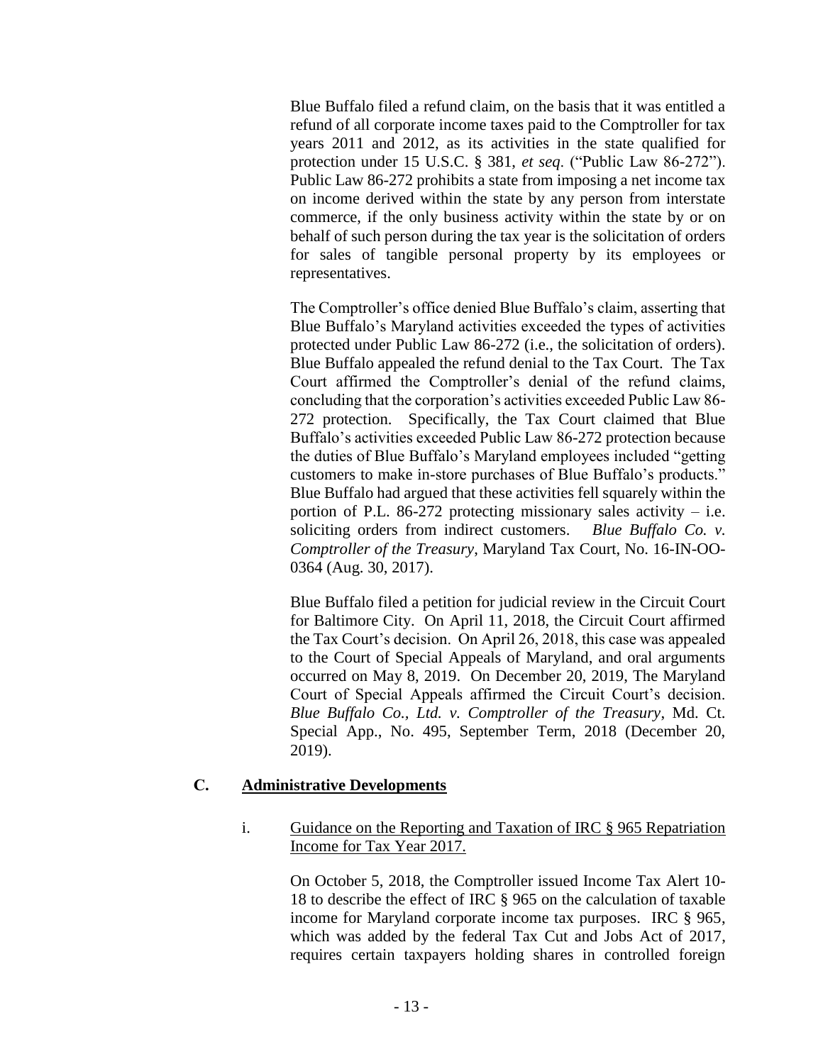Blue Buffalo filed a refund claim, on the basis that it was entitled a refund of all corporate income taxes paid to the Comptroller for tax years 2011 and 2012, as its activities in the state qualified for protection under 15 U.S.C. § 381, *et seq*. ("Public Law 86-272"). Public Law 86-272 prohibits a state from imposing a net income tax on income derived within the state by any person from interstate commerce, if the only business activity within the state by or on behalf of such person during the tax year is the solicitation of orders for sales of tangible personal property by its employees or representatives.

The Comptroller's office denied Blue Buffalo's claim, asserting that Blue Buffalo's Maryland activities exceeded the types of activities protected under Public Law 86-272 (i.e., the solicitation of orders). Blue Buffalo appealed the refund denial to the Tax Court. The Tax Court affirmed the Comptroller's denial of the refund claims, concluding that the corporation's activities exceeded Public Law 86-272 protection. Specifically, the Tax Court claimed that Blue Buffalo's activities exceeded Public Law 86-272 protection because the duties of Blue Buffalo's Maryland employees included "getting customers to make in-store purchases of Blue Buffalo's products." Blue Buffalo had argued that these activities fell squarely within the portion of P.L. 86-272 protecting missionary sales activity – i.e. soliciting orders from indirect customers. *Blue Buffalo Co. v. Comptroller of the Treasury*, Maryland Tax Court, No. 16-IN-OO-0364 (Aug. 30, 2017).

Blue Buffalo filed a petition for judicial review in the Circuit Court for Baltimore City. On April 11, 2018, the Circuit Court affirmed the Tax Court's decision. On April 26, 2018, this case was appealed to the Court of Special Appeals of Maryland, and oral arguments occurred on May 8, 2019. On December 20, 2019, The Maryland Court of Special Appeals affirmed the Circuit Court's decision. *Blue Buffalo Co., Ltd. v. Comptroller of the Treasury*, Md. Ct. Special App., No. 495, September Term, 2018 (December 20, 2019).

## C. Administrative Developments

### i. Guidance on the Reporting and Taxation of IRC § 965 Repatriation Income for Tax Year 2017.

On October 5, 2018, the Comptroller issued Income Tax Alert 10-18 to describe the effect of IRC § 965 on the calculation of taxable income for Maryland corporate income tax purposes. IRC § 965, which was added by the federal Tax Cut and Jobs Act of 2017, requires certain taxpayers holding shares in controlled foreign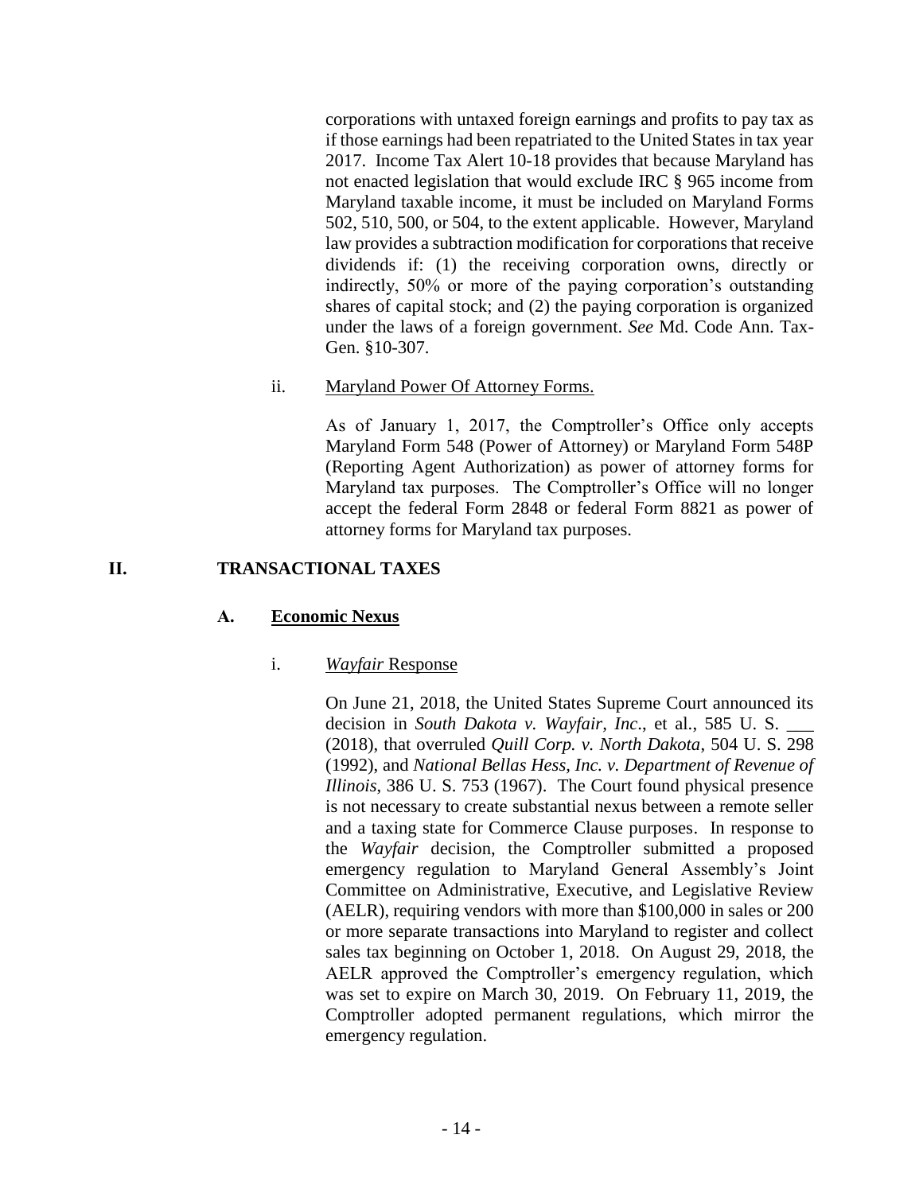corporations with untaxed foreign earnings and profits to pay tax as if those earnings had been repatriated to the United States in tax year 2017. Income Tax Alert 10-18 provides that because Maryland has not enacted legislation that would exclude IRC § 965 income from Maryland taxable income, it must be included on Maryland Forms 502, 510, 500, or 504, to the extent applicable. However, Maryland law provides a subtraction modification for corporations that receive dividends if: (1) the receiving corporation owns, directly or indirectly, 50% or more of the paying corporation's outstanding shares of capital stock; and (2) the paying corporation is organized under the laws of a foreign government. *See* Md. Code Ann. Tax-Gen. §10-307.

ii. Maryland Power Of Attorney Forms.

As of January 1, 2017, the Comptroller's Office only accepts Maryland Form 548 (Power of Attorney) or Maryland Form 548P (Reporting Agent Authorization) as power of attorney forms for Maryland tax purposes. The Comptroller's Office will no longer accept the federal Form 2848 or federal Form 8821 as power of attorney forms for Maryland tax purposes.

## II. TRANSACTIONAL TAXES

### A. Economic Nexus

i. *Wayfair* Response

On June 21, 2018, the United States Supreme Court announced its decision in *South Dakota v. Wayfair, Inc*., et al., 585 U. S. ___ (2018), that overruled *Quill Corp. v. North Dakota*, 504 U. S. 298 (1992), and *National Bellas Hess, Inc. v. Department of Revenue of Illinois*, 386 U. S. 753 (1967). The Court found physical presence is not necessary to create substantial nexus between a remote seller and a taxing state for Commerce Clause purposes. In response to the *Wayfair* decision, the Comptroller submitted a proposed emergency regulation to Maryland General Assembly's Joint Committee on Administrative, Executive, and Legislative Review (AELR), requiring vendors with more than $100,000 in sales or 200 or more separate transactions into Maryland to register and collect sales tax beginning on October 1, 2018. On August 29, 2018, the AELR approved the Comptroller's emergency regulation, which was set to expire on March 30, 2019. On February 11, 2019, the Comptroller adopted permanent regulations, which mirror the emergency regulation.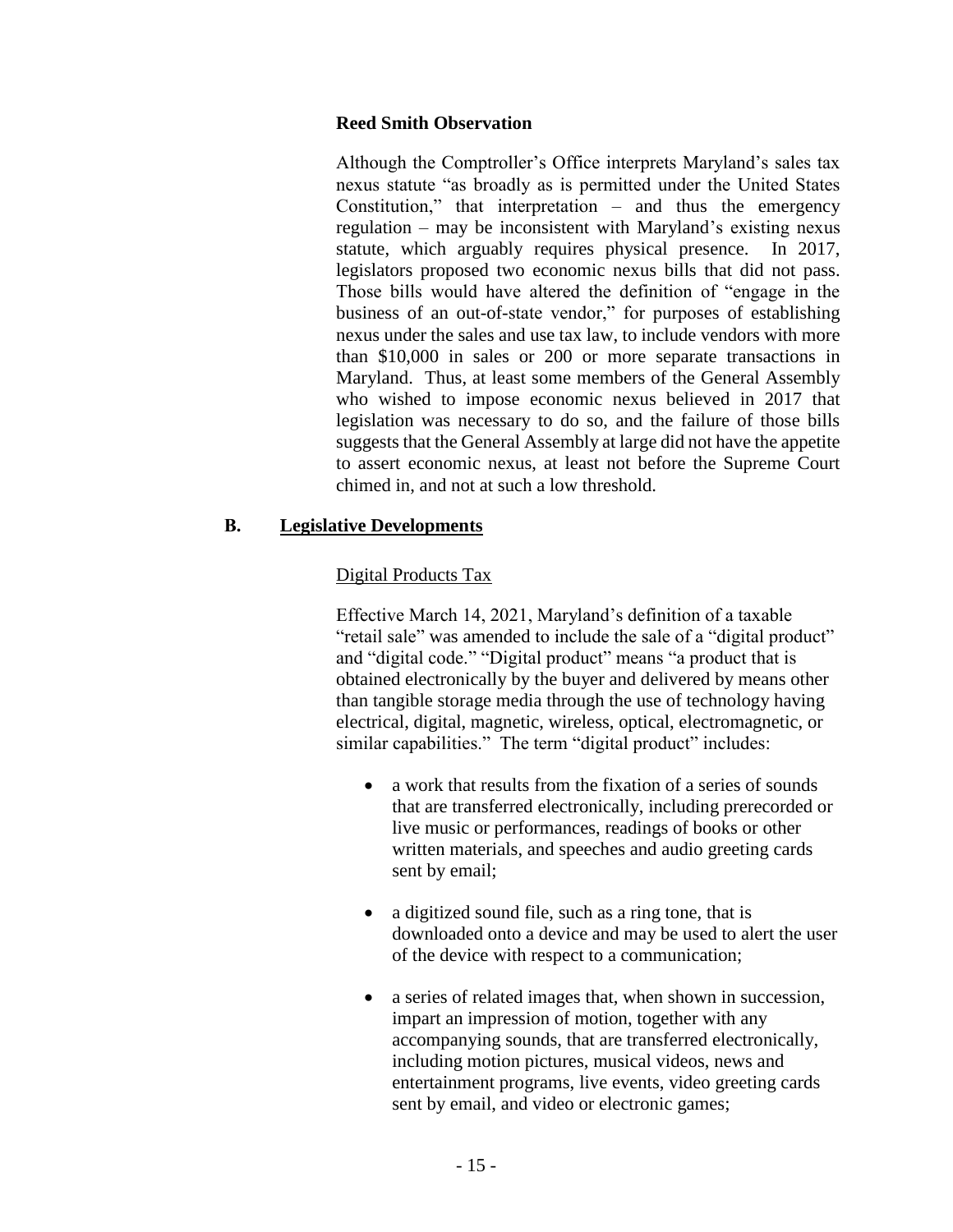**Reed Smith Observation**

Although the Comptroller's Office interprets Maryland's sales tax nexus statute "as broadly as is permitted under the United States Constitution," that interpretation – and thus the emergency regulation – may be inconsistent with Maryland's existing nexus statute, which arguably requires physical presence. In 2017, legislators proposed two economic nexus bills that did not pass. Those bills would have altered the definition of "engage in the business of an out-of-state vendor," for purposes of establishing nexus under the sales and use tax law, to include vendors with more than $10,000 in sales or 200 or more separate transactions in Maryland. Thus, at least some members of the General Assembly who wished to impose economic nexus believed in 2017 that legislation was necessary to do so, and the failure of those bills suggests that the General Assembly at large did not have the appetite to assert economic nexus, at least not before the Supreme Court chimed in, and not at such a low threshold.

## B. Legislative Developments

Digital Products Tax

Effective March 14, 2021, Maryland's definition of a taxable "retail sale" was amended to include the sale of a "digital product" and "digital code." "Digital product" means "a product that is obtained electronically by the buyer and delivered by means other than tangible storage media through the use of technology having electrical, digital, magnetic, wireless, optical, electromagnetic, or similar capabilities." The term "digital product" includes:

- a work that results from the fixation of a series of sounds that are transferred electronically, including prerecorded or live music or performances, readings of books or other written materials, and speeches and audio greeting cards sent by email;
- a digitized sound file, such as a ring tone, that is downloaded onto a device and may be used to alert the user of the device with respect to a communication;
- a series of related images that, when shown in succession, impart an impression of motion, together with any accompanying sounds, that are transferred electronically, including motion pictures, musical videos, news and entertainment programs, live events, video greeting cards sent by email, and video or electronic games;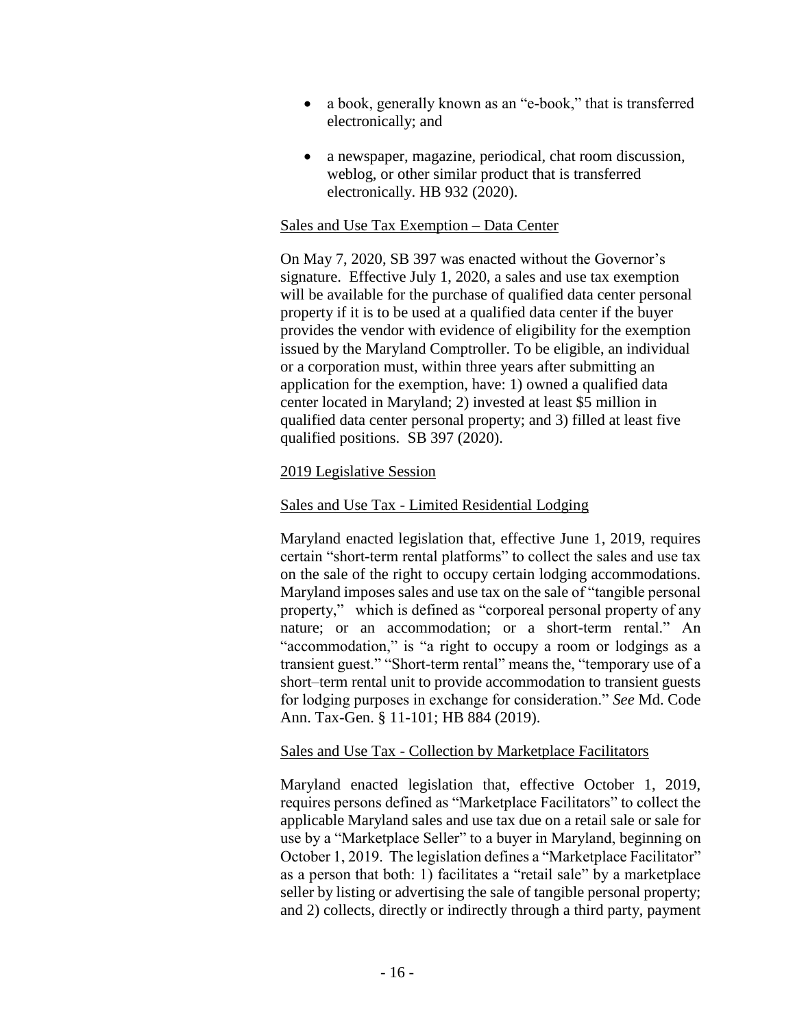- a book, generally known as an "e-book," that is transferred electronically; and
- a newspaper, magazine, periodical, chat room discussion, weblog, or other similar product that is transferred electronically. HB 932 (2020).

<u>Sales and Use Tax Exemption – Data Center</u>

On May 7, 2020, SB 397 was enacted without the Governor's signature. Effective July 1, 2020, a sales and use tax exemption will be available for the purchase of qualified data center personal property if it is to be used at a qualified data center if the buyer provides the vendor with evidence of eligibility for the exemption issued by the Maryland Comptroller. To be eligible, an individual or a corporation must, within three years after submitting an application for the exemption, have: 1) owned a qualified data center located in Maryland; 2) invested at least $5 million in qualified data center personal property; and 3) filled at least five qualified positions. SB 397 (2020).

<u>2019 Legislative Session</u>

<u>Sales and Use Tax - Limited Residential Lodging</u>

Maryland enacted legislation that, effective June 1, 2019, requires certain "short-term rental platforms" to collect the sales and use tax on the sale of the right to occupy certain lodging accommodations. Maryland imposes sales and use tax on the sale of "tangible personal property," which is defined as "corporeal personal property of any nature; or an accommodation; or a short-term rental." An "accommodation," is "a right to occupy a room or lodgings as a transient guest." "Short-term rental" means the, "temporary use of a short–term rental unit to provide accommodation to transient guests for lodging purposes in exchange for consideration." *See* Md. Code Ann. Tax-Gen. § 11-101; HB 884 (2019).

<u>Sales and Use Tax - Collection by Marketplace Facilitators</u>

Maryland enacted legislation that, effective October 1, 2019, requires persons defined as "Marketplace Facilitators" to collect the applicable Maryland sales and use tax due on a retail sale or sale for use by a "Marketplace Seller" to a buyer in Maryland, beginning on October 1, 2019. The legislation defines a "Marketplace Facilitator" as a person that both: 1) facilitates a "retail sale" by a marketplace seller by listing or advertising the sale of tangible personal property; and 2) collects, directly or indirectly through a third party, payment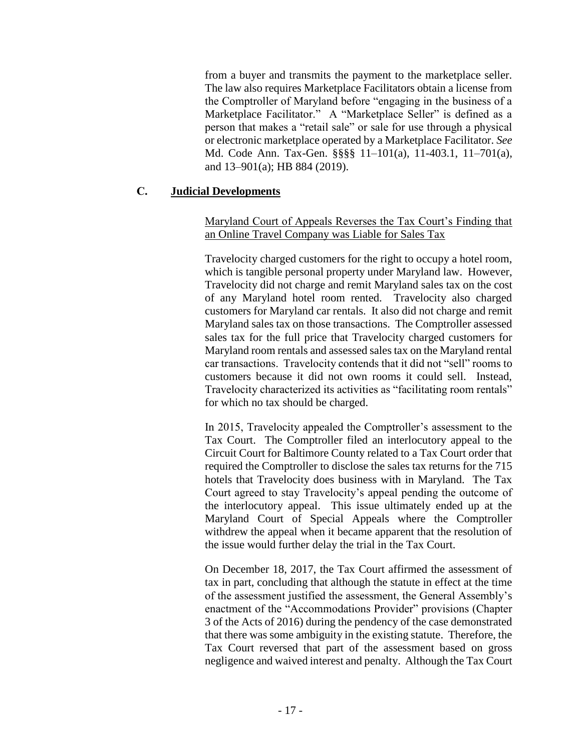from a buyer and transmits the payment to the marketplace seller. The law also requires Marketplace Facilitators obtain a license from the Comptroller of Maryland before "engaging in the business of a Marketplace Facilitator." A "Marketplace Seller" is defined as a person that makes a "retail sale" or sale for use through a physical or electronic marketplace operated by a Marketplace Facilitator. *See* Md. Code Ann. Tax-Gen. §§§§ 11–101(a), 11-403.1, 11–701(a), and 13–901(a); HB 884 (2019).

## C. **Judicial Developments**

Maryland Court of Appeals Reverses the Tax Court's Finding that an Online Travel Company was Liable for Sales Tax

Travelocity charged customers for the right to occupy a hotel room, which is tangible personal property under Maryland law. However, Travelocity did not charge and remit Maryland sales tax on the cost of any Maryland hotel room rented. Travelocity also charged customers for Maryland car rentals. It also did not charge and remit Maryland sales tax on those transactions. The Comptroller assessed sales tax for the full price that Travelocity charged customers for Maryland room rentals and assessed sales tax on the Maryland rental car transactions. Travelocity contends that it did not "sell" rooms to customers because it did not own rooms it could sell. Instead, Travelocity characterized its activities as "facilitating room rentals" for which no tax should be charged.

In 2015, Travelocity appealed the Comptroller's assessment to the Tax Court. The Comptroller filed an interlocutory appeal to the Circuit Court for Baltimore County related to a Tax Court order that required the Comptroller to disclose the sales tax returns for the 715 hotels that Travelocity does business with in Maryland. The Tax Court agreed to stay Travelocity's appeal pending the outcome of the interlocutory appeal. This issue ultimately ended up at the Maryland Court of Special Appeals where the Comptroller withdrew the appeal when it became apparent that the resolution of the issue would further delay the trial in the Tax Court.

On December 18, 2017, the Tax Court affirmed the assessment of tax in part, concluding that although the statute in effect at the time of the assessment justified the assessment, the General Assembly's enactment of the "Accommodations Provider" provisions (Chapter 3 of the Acts of 2016) during the pendency of the case demonstrated that there was some ambiguity in the existing statute. Therefore, the Tax Court reversed that part of the assessment based on gross negligence and waived interest and penalty. Although the Tax Court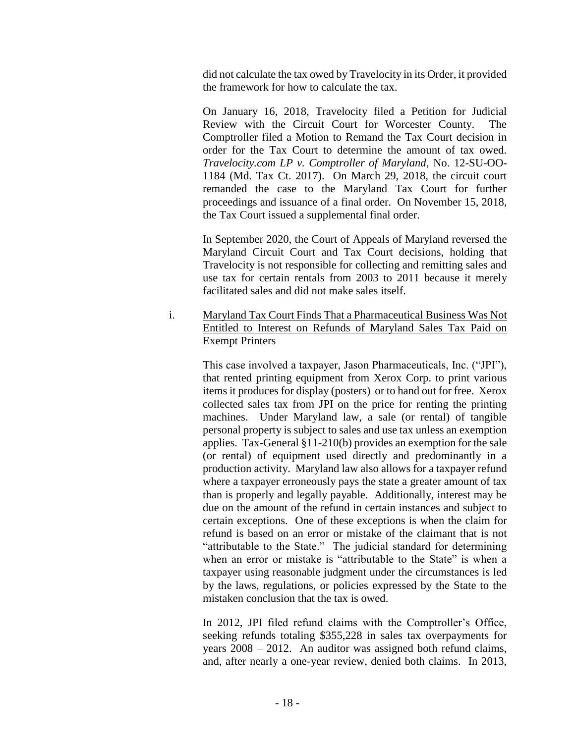did not calculate the tax owed by Travelocity in its Order, it provided the framework for how to calculate the tax.

On January 16, 2018, Travelocity filed a Petition for Judicial Review with the Circuit Court for Worcester County. The Comptroller filed a Motion to Remand the Tax Court decision in order for the Tax Court to determine the amount of tax owed. *Travelocity.com LP v. Comptroller of Maryland*, No. 12-SU-OO-1184 (Md. Tax Ct. 2017). On March 29, 2018, the circuit court remanded the case to the Maryland Tax Court for further proceedings and issuance of a final order. On November 15, 2018, the Tax Court issued a supplemental final order.

In September 2020, the Court of Appeals of Maryland reversed the Maryland Circuit Court and Tax Court decisions, holding that Travelocity is not responsible for collecting and remitting sales and use tax for certain rentals from 2003 to 2011 because it merely facilitated sales and did not make sales itself.

i. Maryland Tax Court Finds That a Pharmaceutical Business Was Not Entitled to Interest on Refunds of Maryland Sales Tax Paid on Exempt Printers

This case involved a taxpayer, Jason Pharmaceuticals, Inc. ("JPI"), that rented printing equipment from Xerox Corp. to print various items it produces for display (posters) or to hand out for free. Xerox collected sales tax from JPI on the price for renting the printing machines. Under Maryland law, a sale (or rental) of tangible personal property is subject to sales and use tax unless an exemption applies. Tax-General §11-210(b) provides an exemption for the sale (or rental) of equipment used directly and predominantly in a production activity. Maryland law also allows for a taxpayer refund where a taxpayer erroneously pays the state a greater amount of tax than is properly and legally payable. Additionally, interest may be due on the amount of the refund in certain instances and subject to certain exceptions. One of these exceptions is when the claim for refund is based on an error or mistake of the claimant that is not "attributable to the State." The judicial standard for determining when an error or mistake is "attributable to the State" is when a taxpayer using reasonable judgment under the circumstances is led by the laws, regulations, or policies expressed by the State to the mistaken conclusion that the tax is owed.

In 2012, JPI filed refund claims with the Comptroller's Office, seeking refunds totaling $355,228 in sales tax overpayments for years 2008 – 2012. An auditor was assigned both refund claims, and, after nearly a one-year review, denied both claims. In 2013,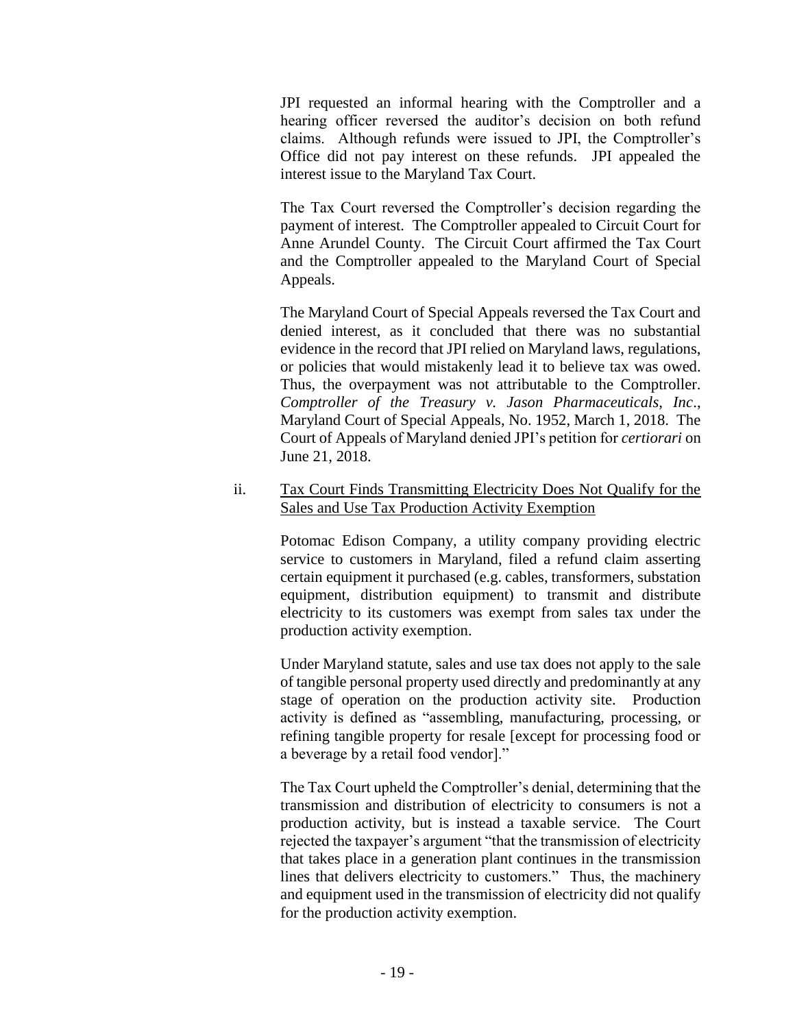JPI requested an informal hearing with the Comptroller and a hearing officer reversed the auditor's decision on both refund claims. Although refunds were issued to JPI, the Comptroller's Office did not pay interest on these refunds. JPI appealed the interest issue to the Maryland Tax Court.

The Tax Court reversed the Comptroller's decision regarding the payment of interest. The Comptroller appealed to Circuit Court for Anne Arundel County. The Circuit Court affirmed the Tax Court and the Comptroller appealed to the Maryland Court of Special Appeals.

The Maryland Court of Special Appeals reversed the Tax Court and denied interest, as it concluded that there was no substantial evidence in the record that JPI relied on Maryland laws, regulations, or policies that would mistakenly lead it to believe tax was owed. Thus, the overpayment was not attributable to the Comptroller. *Comptroller of the Treasury v. Jason Pharmaceuticals, Inc*., Maryland Court of Special Appeals, No. 1952, March 1, 2018. The Court of Appeals of Maryland denied JPI's petition for *certiorari* on June 21, 2018.

ii. Tax Court Finds Transmitting Electricity Does Not Qualify for the Sales and Use Tax Production Activity Exemption

Potomac Edison Company, a utility company providing electric service to customers in Maryland, filed a refund claim asserting certain equipment it purchased (e.g. cables, transformers, substation equipment, distribution equipment) to transmit and distribute electricity to its customers was exempt from sales tax under the production activity exemption.

Under Maryland statute, sales and use tax does not apply to the sale of tangible personal property used directly and predominantly at any stage of operation on the production activity site. Production activity is defined as "assembling, manufacturing, processing, or refining tangible property for resale [except for processing food or a beverage by a retail food vendor]."

The Tax Court upheld the Comptroller's denial, determining that the transmission and distribution of electricity to consumers is not a production activity, but is instead a taxable service. The Court rejected the taxpayer's argument "that the transmission of electricity that takes place in a generation plant continues in the transmission lines that delivers electricity to customers." Thus, the machinery and equipment used in the transmission of electricity did not qualify for the production activity exemption.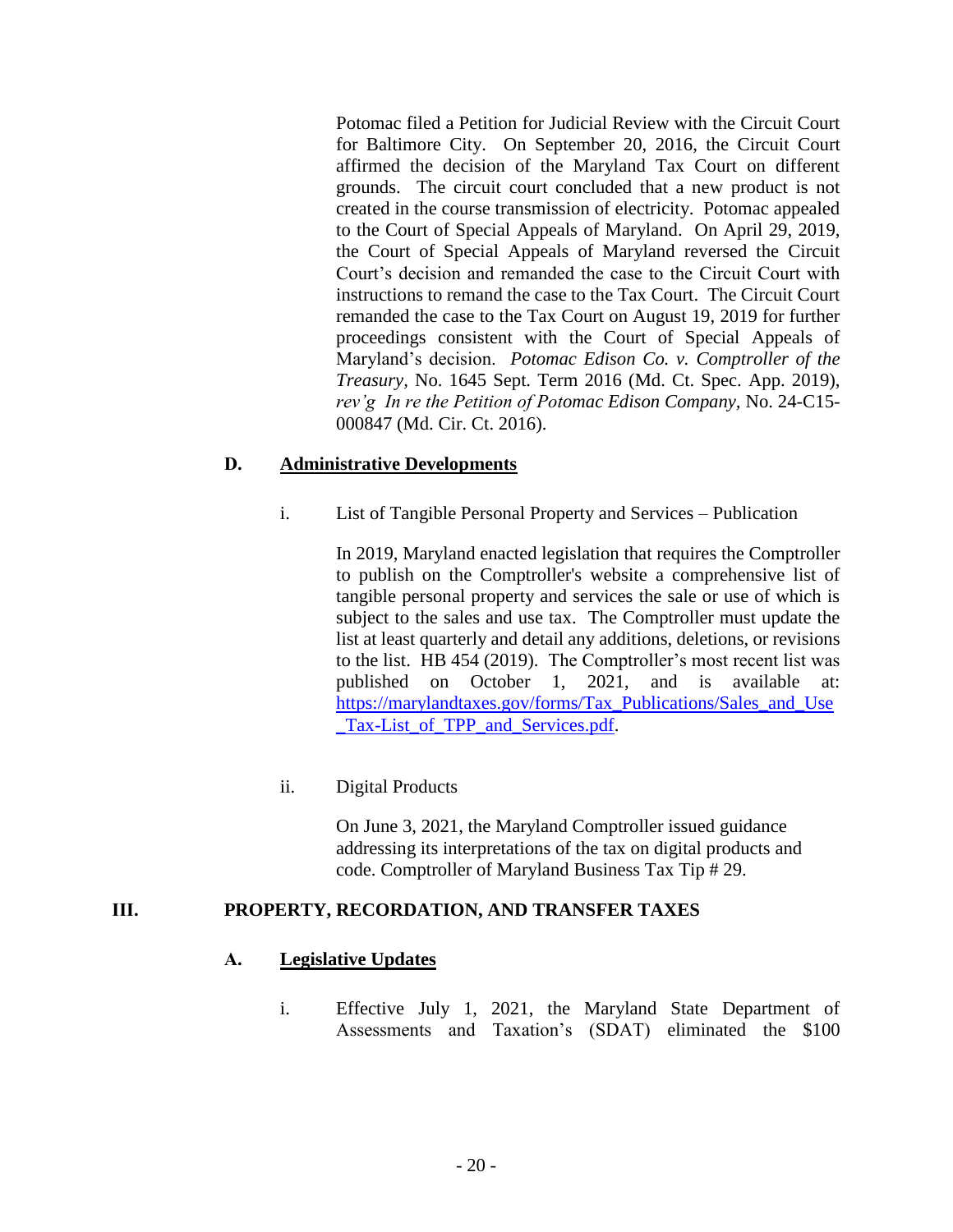Potomac filed a Petition for Judicial Review with the Circuit Court for Baltimore City. On September 20, 2016, the Circuit Court affirmed the decision of the Maryland Tax Court on different grounds. The circuit court concluded that a new product is not created in the course transmission of electricity. Potomac appealed to the Court of Special Appeals of Maryland. On April 29, 2019, the Court of Special Appeals of Maryland reversed the Circuit Court's decision and remanded the case to the Circuit Court with instructions to remand the case to the Tax Court. The Circuit Court remanded the case to the Tax Court on August 19, 2019 for further proceedings consistent with the Court of Special Appeals of Maryland's decision. *Potomac Edison Co. v. Comptroller of the Treasury*, No. 1645 Sept. Term 2016 (Md. Ct. Spec. App. 2019), *rev'g In re the Petition of Potomac Edison Company*, No. 24-C15-000847 (Md. Cir. Ct. 2016).

### D. Administrative Developments

i. List of Tangible Personal Property and Services – Publication

In 2019, Maryland enacted legislation that requires the Comptroller to publish on the Comptroller's website a comprehensive list of tangible personal property and services the sale or use of which is subject to the sales and use tax. The Comptroller must update the list at least quarterly and detail any additions, deletions, or revisions to the list. HB 454 (2019). The Comptroller's most recent list was published on October 1, 2021, and is available at: [https://marylandtaxes.gov/forms/Tax_Publications/Sales_and_Use_Tax-List_of_TPP_and_Services.pdf](https://marylandtaxes.gov/forms/Tax_Publications/Sales_and_Use_Tax-List_of_TPP_and_Services.pdf).

ii. Digital Products

On June 3, 2021, the Maryland Comptroller issued guidance addressing its interpretations of the tax on digital products and code. Comptroller of Maryland Business Tax Tip # 29.

## III. PROPERTY, RECORDATION, AND TRANSFER TAXES

### A. Legislative Updates

i. Effective July 1, 2021, the Maryland State Department of Assessments and Taxation's (SDAT) eliminated the $100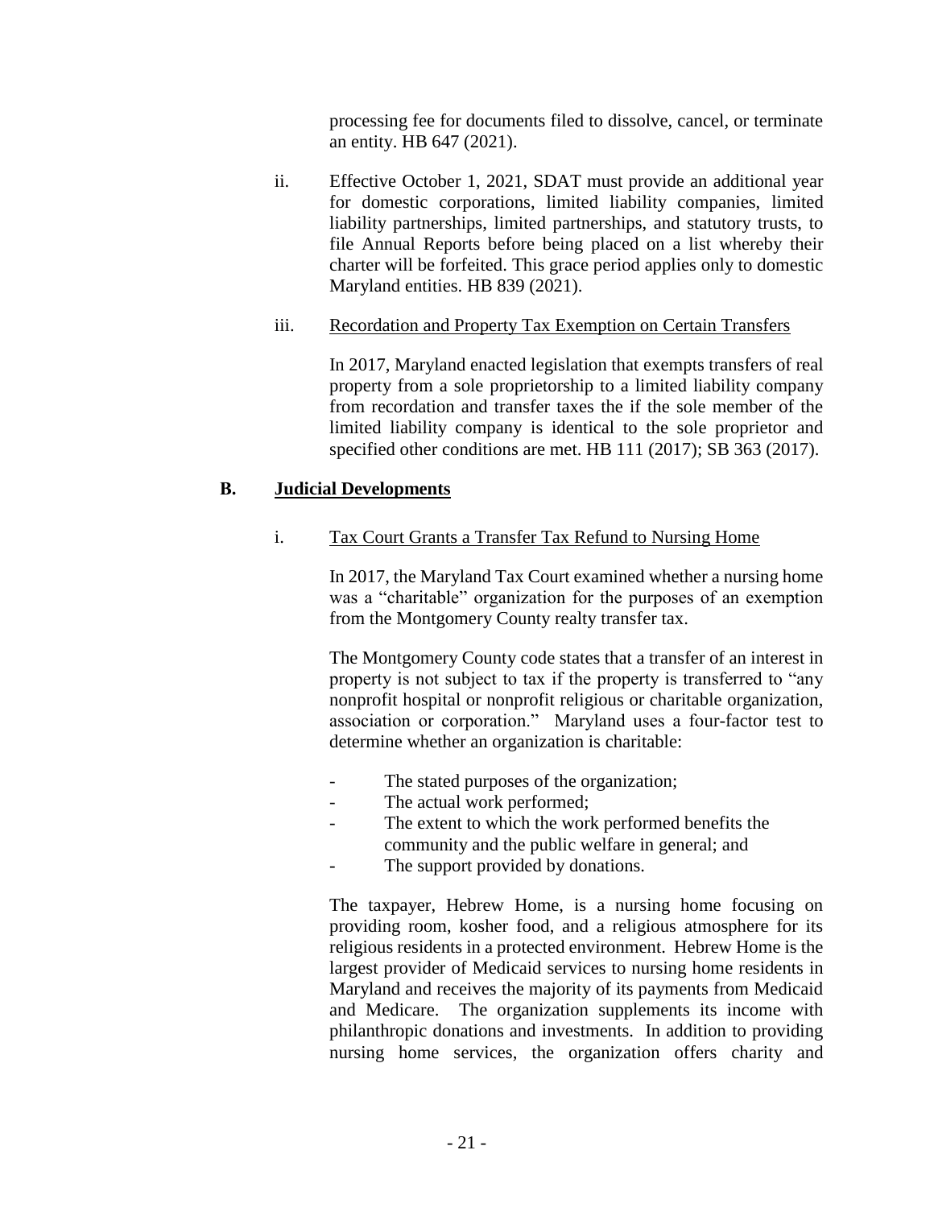processing fee for documents filed to dissolve, cancel, or terminate an entity. HB 647 (2021).

ii. Effective October 1, 2021, SDAT must provide an additional year for domestic corporations, limited liability companies, limited liability partnerships, limited partnerships, and statutory trusts, to file Annual Reports before being placed on a list whereby their charter will be forfeited. This grace period applies only to domestic Maryland entities. HB 839 (2021).

iii. Recordation and Property Tax Exemption on Certain Transfers

In 2017, Maryland enacted legislation that exempts transfers of real property from a sole proprietorship to a limited liability company from recordation and transfer taxes the if the sole member of the limited liability company is identical to the sole proprietor and specified other conditions are met. HB 111 (2017); SB 363 (2017).

## B. Judicial Developments

i. Tax Court Grants a Transfer Tax Refund to Nursing Home

In 2017, the Maryland Tax Court examined whether a nursing home was a "charitable" organization for the purposes of an exemption from the Montgomery County realty transfer tax.

The Montgomery County code states that a transfer of an interest in property is not subject to tax if the property is transferred to "any nonprofit hospital or nonprofit religious or charitable organization, association or corporation." Maryland uses a four-factor test to determine whether an organization is charitable:

- The stated purposes of the organization;
- The actual work performed;
- The extent to which the work performed benefits the community and the public welfare in general; and
- The support provided by donations.

The taxpayer, Hebrew Home, is a nursing home focusing on providing room, kosher food, and a religious atmosphere for its religious residents in a protected environment. Hebrew Home is the largest provider of Medicaid services to nursing home residents in Maryland and receives the majority of its payments from Medicaid and Medicare. The organization supplements its income with philanthropic donations and investments. In addition to providing nursing home services, the organization offers charity and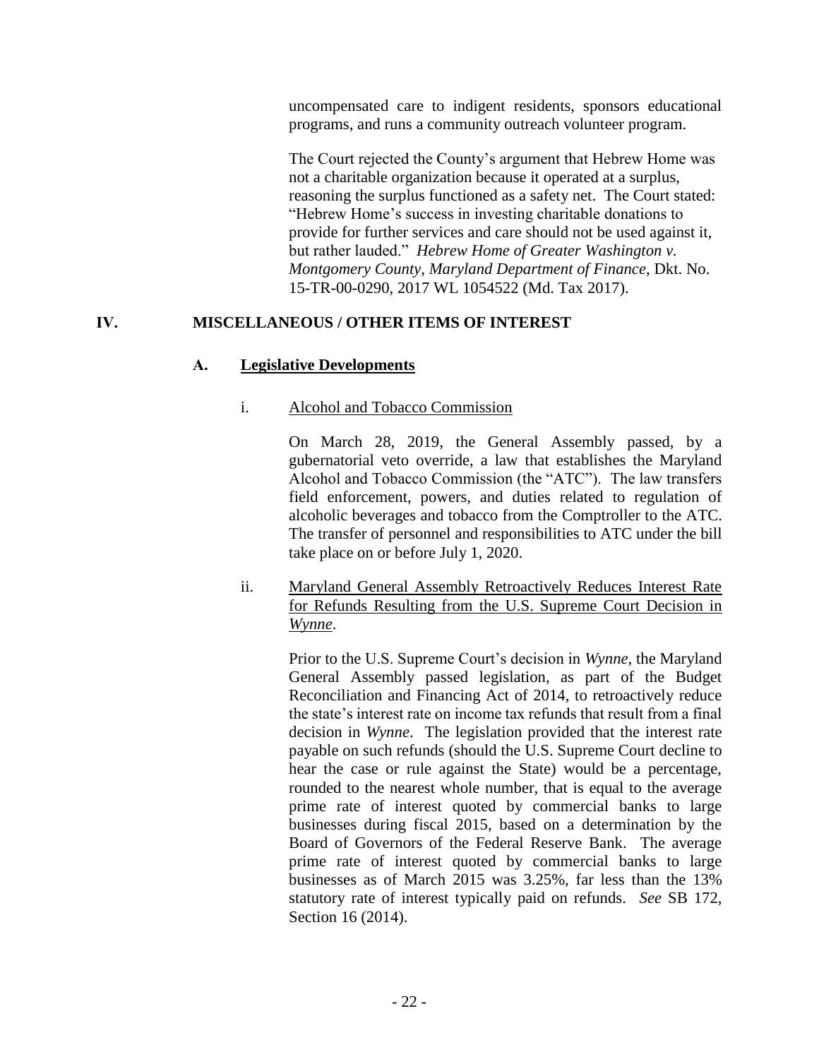uncompensated care to indigent residents, sponsors educational programs, and runs a community outreach volunteer program.

The Court rejected the County's argument that Hebrew Home was not a charitable organization because it operated at a surplus, reasoning the surplus functioned as a safety net. The Court stated: "Hebrew Home's success in investing charitable donations to provide for further services and care should not be used against it, but rather lauded." *Hebrew Home of Greater Washington v. Montgomery County, Maryland Department of Finance*, Dkt. No. 15-TR-00-0290, 2017 WL 1054522 (Md. Tax 2017).

## IV. MISCELLANEOUS / OTHER ITEMS OF INTEREST

### A. Legislative Developments

#### i. Alcohol and Tobacco Commission

On March 28, 2019, the General Assembly passed, by a gubernatorial veto override, a law that establishes the Maryland Alcohol and Tobacco Commission (the "ATC"). The law transfers field enforcement, powers, and duties related to regulation of alcoholic beverages and tobacco from the Comptroller to the ATC. The transfer of personnel and responsibilities to ATC under the bill take place on or before July 1, 2020.

#### ii. Maryland General Assembly Retroactively Reduces Interest Rate for Refunds Resulting from the U.S. Supreme Court Decision in *Wynne*.

Prior to the U.S. Supreme Court's decision in *Wynne*, the Maryland General Assembly passed legislation, as part of the Budget Reconciliation and Financing Act of 2014, to retroactively reduce the state's interest rate on income tax refunds that result from a final decision in *Wynne*. The legislation provided that the interest rate payable on such refunds (should the U.S. Supreme Court decline to hear the case or rule against the State) would be a percentage, rounded to the nearest whole number, that is equal to the average prime rate of interest quoted by commercial banks to large businesses during fiscal 2015, based on a determination by the Board of Governors of the Federal Reserve Bank. The average prime rate of interest quoted by commercial banks to large businesses as of March 2015 was 3.25%, far less than the 13% statutory rate of interest typically paid on refunds. *See* SB 172, Section 16 (2014).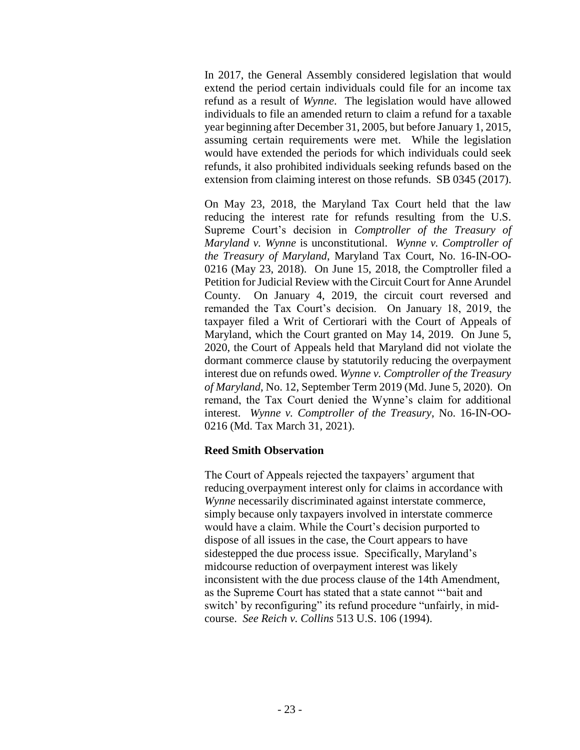In 2017, the General Assembly considered legislation that would extend the period certain individuals could file for an income tax refund as a result of *Wynne*. The legislation would have allowed individuals to file an amended return to claim a refund for a taxable year beginning after December 31, 2005, but before January 1, 2015, assuming certain requirements were met. While the legislation would have extended the periods for which individuals could seek refunds, it also prohibited individuals seeking refunds based on the extension from claiming interest on those refunds. SB 0345 (2017).

On May 23, 2018, the Maryland Tax Court held that the law reducing the interest rate for refunds resulting from the U.S. Supreme Court's decision in *Comptroller of the Treasury of Maryland v. Wynne* is unconstitutional. *Wynne v. Comptroller of the Treasury of Maryland*, Maryland Tax Court, No. 16-IN-OO-0216 (May 23, 2018). On June 15, 2018, the Comptroller filed a Petition for Judicial Review with the Circuit Court for Anne Arundel County. On January 4, 2019, the circuit court reversed and remanded the Tax Court's decision. On January 18, 2019, the taxpayer filed a Writ of Certiorari with the Court of Appeals of Maryland, which the Court granted on May 14, 2019. On June 5, 2020, the Court of Appeals held that Maryland did not violate the dormant commerce clause by statutorily reducing the overpayment interest due on refunds owed. *Wynne v. Comptroller of the Treasury of Maryland*, No. 12, September Term 2019 (Md. June 5, 2020). On remand, the Tax Court denied the Wynne's claim for additional interest. *Wynne v. Comptroller of the Treasury*, No. 16-IN-OO-0216 (Md. Tax March 31, 2021).

**Reed Smith Observation**

The Court of Appeals rejected the taxpayers' argument that reducing overpayment interest only for claims in accordance with *Wynne* necessarily discriminated against interstate commerce, simply because only taxpayers involved in interstate commerce would have a claim. While the Court's decision purported to dispose of all issues in the case, the Court appears to have sidestepped the due process issue. Specifically, Maryland's midcourse reduction of overpayment interest was likely inconsistent with the due process clause of the 14th Amendment, as the Supreme Court has stated that a state cannot "'bait and switch' by reconfiguring" its refund procedure "unfairly, in mid-course. *See Reich v. Collins* 513 U.S. 106 (1994).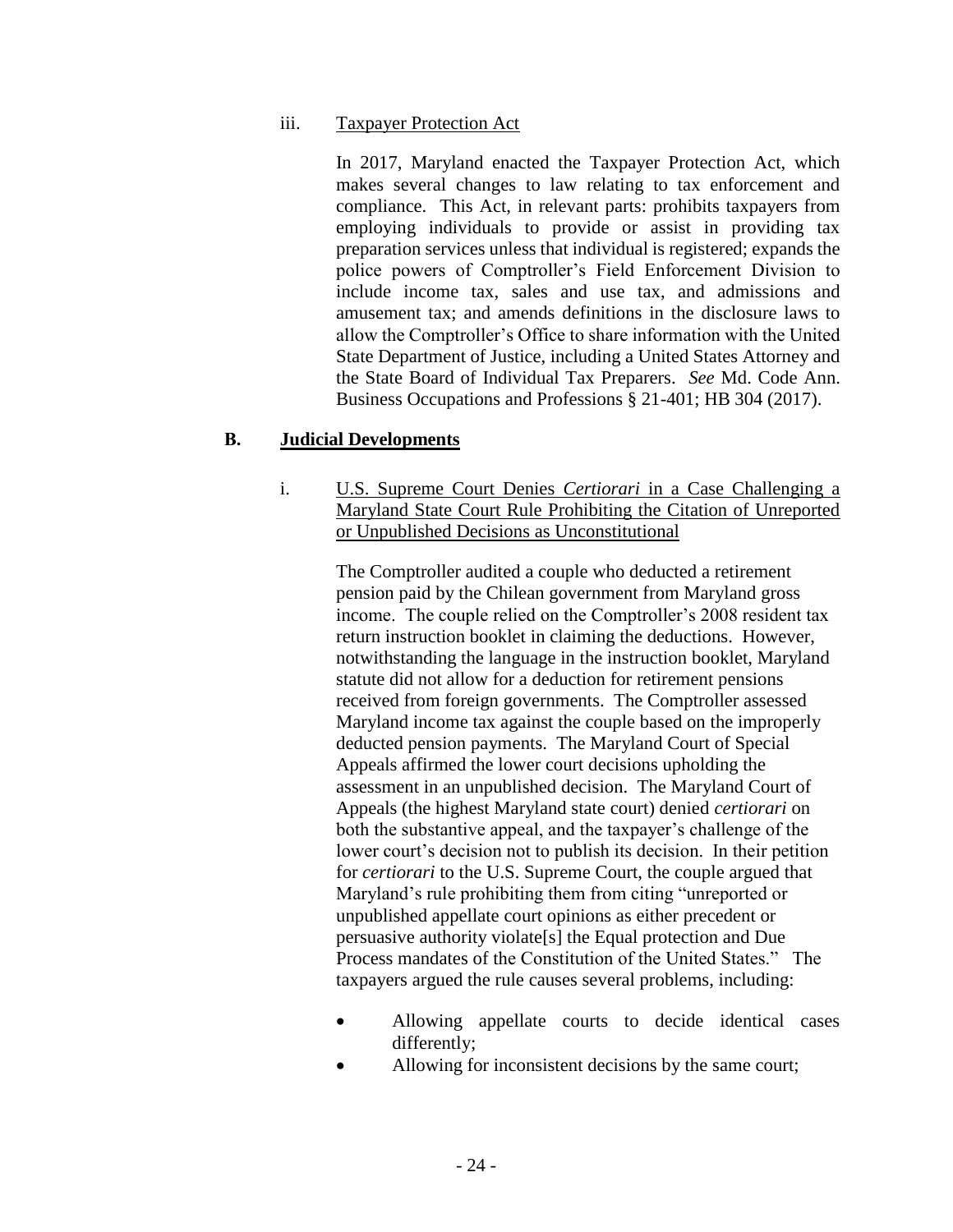iii. Taxpayer Protection Act

In 2017, Maryland enacted the Taxpayer Protection Act, which makes several changes to law relating to tax enforcement and compliance. This Act, in relevant parts: prohibits taxpayers from employing individuals to provide or assist in providing tax preparation services unless that individual is registered; expands the police powers of Comptroller's Field Enforcement Division to include income tax, sales and use tax, and admissions and amusement tax; and amends definitions in the disclosure laws to allow the Comptroller's Office to share information with the United State Department of Justice, including a United States Attorney and the State Board of Individual Tax Preparers. *See* Md. Code Ann. Business Occupations and Professions § 21-401; HB 304 (2017).

## B. Judicial Developments

i. U.S. Supreme Court Denies *Certiorari* in a Case Challenging a Maryland State Court Rule Prohibiting the Citation of Unreported or Unpublished Decisions as Unconstitutional

The Comptroller audited a couple who deducted a retirement pension paid by the Chilean government from Maryland gross income. The couple relied on the Comptroller's 2008 resident tax return instruction booklet in claiming the deductions. However, notwithstanding the language in the instruction booklet, Maryland statute did not allow for a deduction for retirement pensions received from foreign governments. The Comptroller assessed Maryland income tax against the couple based on the improperly deducted pension payments. The Maryland Court of Special Appeals affirmed the lower court decisions upholding the assessment in an unpublished decision. The Maryland Court of Appeals (the highest Maryland state court) denied *certiorari* on both the substantive appeal, and the taxpayer's challenge of the lower court's decision not to publish its decision. In their petition for *certiorari* to the U.S. Supreme Court, the couple argued that Maryland's rule prohibiting them from citing "unreported or unpublished appellate court opinions as either precedent or persuasive authority violate[s] the Equal protection and Due Process mandates of the Constitution of the United States." The taxpayers argued the rule causes several problems, including:

- Allowing appellate courts to decide identical cases differently;
- Allowing for inconsistent decisions by the same court;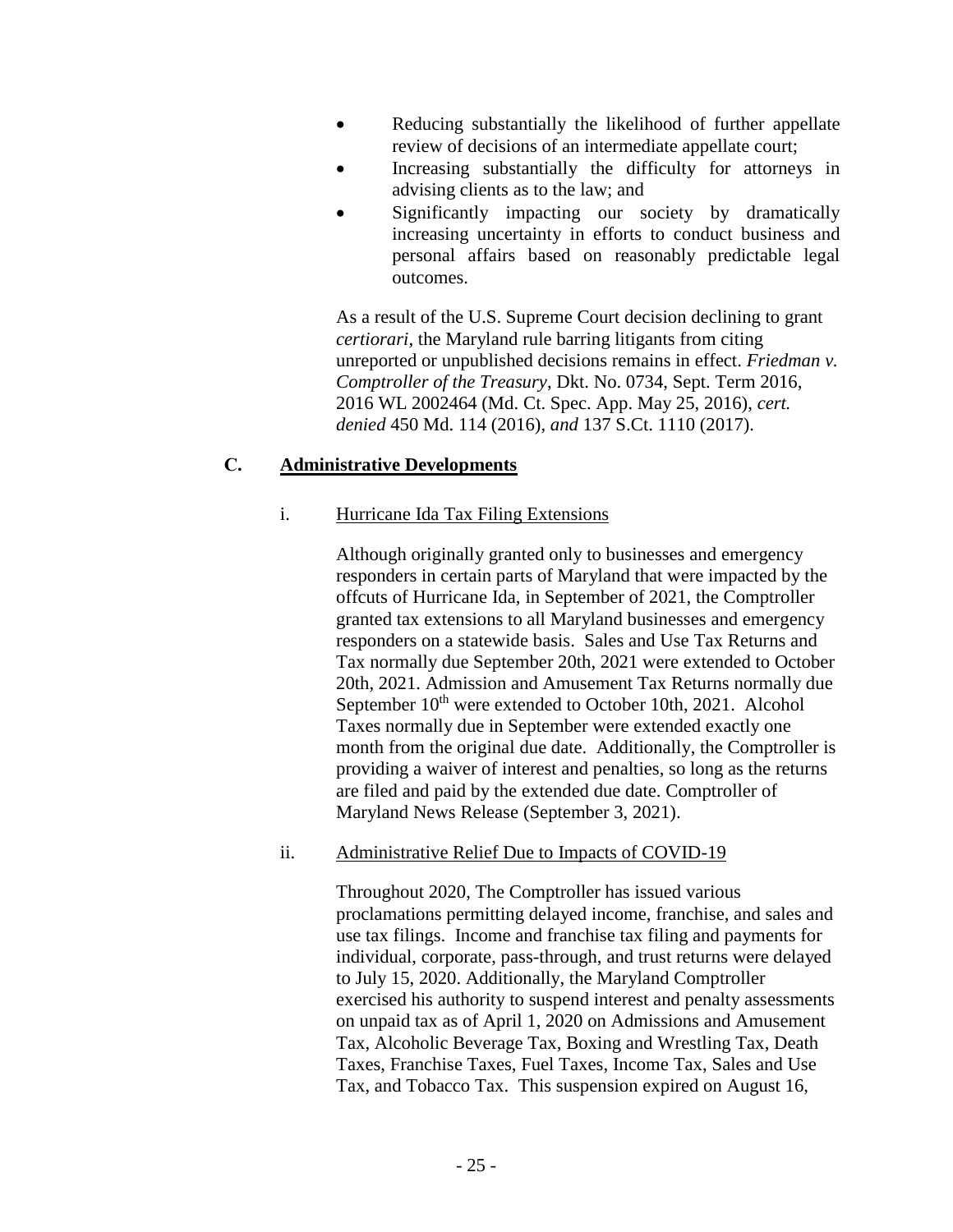- Reducing substantially the likelihood of further appellate review of decisions of an intermediate appellate court;
- Increasing substantially the difficulty for attorneys in advising clients as to the law; and
- Significantly impacting our society by dramatically increasing uncertainty in efforts to conduct business and personal affairs based on reasonably predictable legal outcomes.

As a result of the U.S. Supreme Court decision declining to grant *certiorari*, the Maryland rule barring litigants from citing unreported or unpublished decisions remains in effect. *Friedman v. Comptroller of the Treasury*, Dkt. No. 0734, Sept. Term 2016, 2016 WL 2002464 (Md. Ct. Spec. App. May 25, 2016), *cert. denied* 450 Md. 114 (2016), *and* 137 S.Ct. 1110 (2017).

## C. Administrative Developments

### i. Hurricane Ida Tax Filing Extensions

Although originally granted only to businesses and emergency responders in certain parts of Maryland that were impacted by the offcuts of Hurricane Ida, in September of 2021, the Comptroller granted tax extensions to all Maryland businesses and emergency responders on a statewide basis. Sales and Use Tax Returns and Tax normally due September 20th, 2021 were extended to October 20th, 2021. Admission and Amusement Tax Returns normally due September 10th were extended to October 10th, 2021. Alcohol Taxes normally due in September were extended exactly one month from the original due date. Additionally, the Comptroller is providing a waiver of interest and penalties, so long as the returns are filed and paid by the extended due date. Comptroller of Maryland News Release (September 3, 2021).

### ii. Administrative Relief Due to Impacts of COVID-19

Throughout 2020, The Comptroller has issued various proclamations permitting delayed income, franchise, and sales and use tax filings. Income and franchise tax filing and payments for individual, corporate, pass-through, and trust returns were delayed to July 15, 2020. Additionally, the Maryland Comptroller exercised his authority to suspend interest and penalty assessments on unpaid tax as of April 1, 2020 on Admissions and Amusement Tax, Alcoholic Beverage Tax, Boxing and Wrestling Tax, Death Taxes, Franchise Taxes, Fuel Taxes, Income Tax, Sales and Use Tax, and Tobacco Tax. This suspension expired on August 16,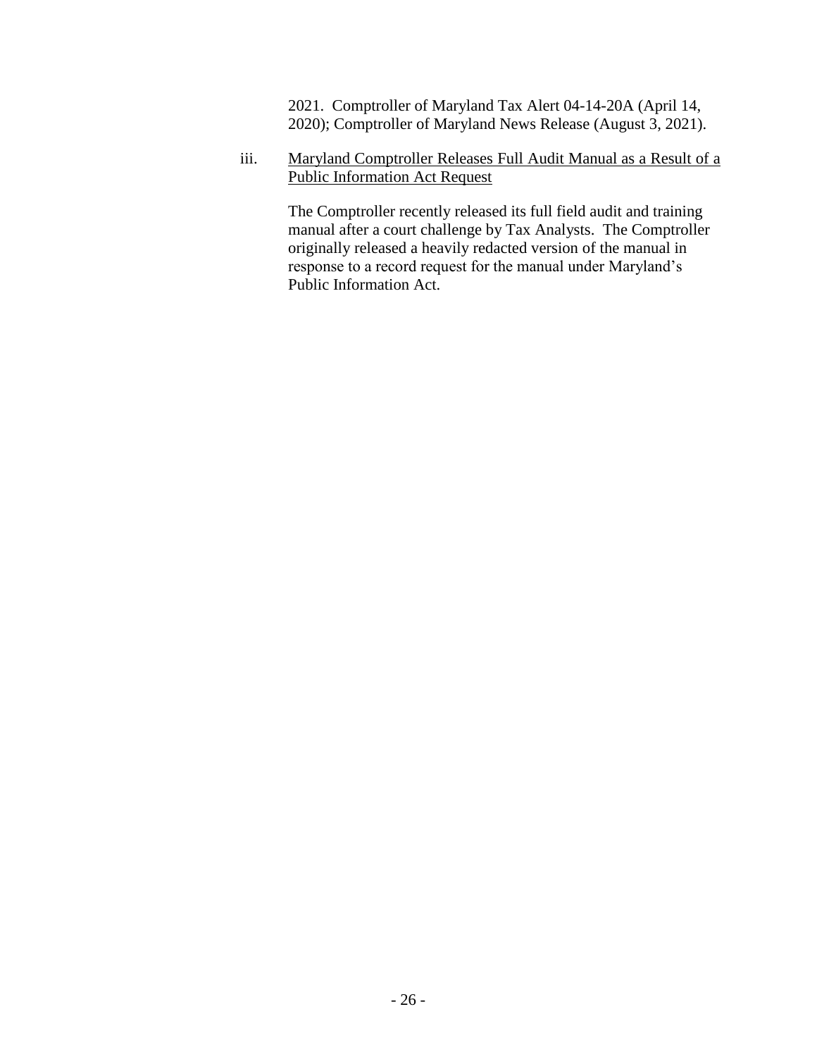2021. Comptroller of Maryland Tax Alert 04-14-20A (April 14, 2020); Comptroller of Maryland News Release (August 3, 2021).

iii. <u>Maryland Comptroller Releases Full Audit Manual as a Result of a Public Information Act Request</u>

The Comptroller recently released its full field audit and training manual after a court challenge by Tax Analysts. The Comptroller originally released a heavily redacted version of the manual in response to a record request for the manual under Maryland's Public Information Act.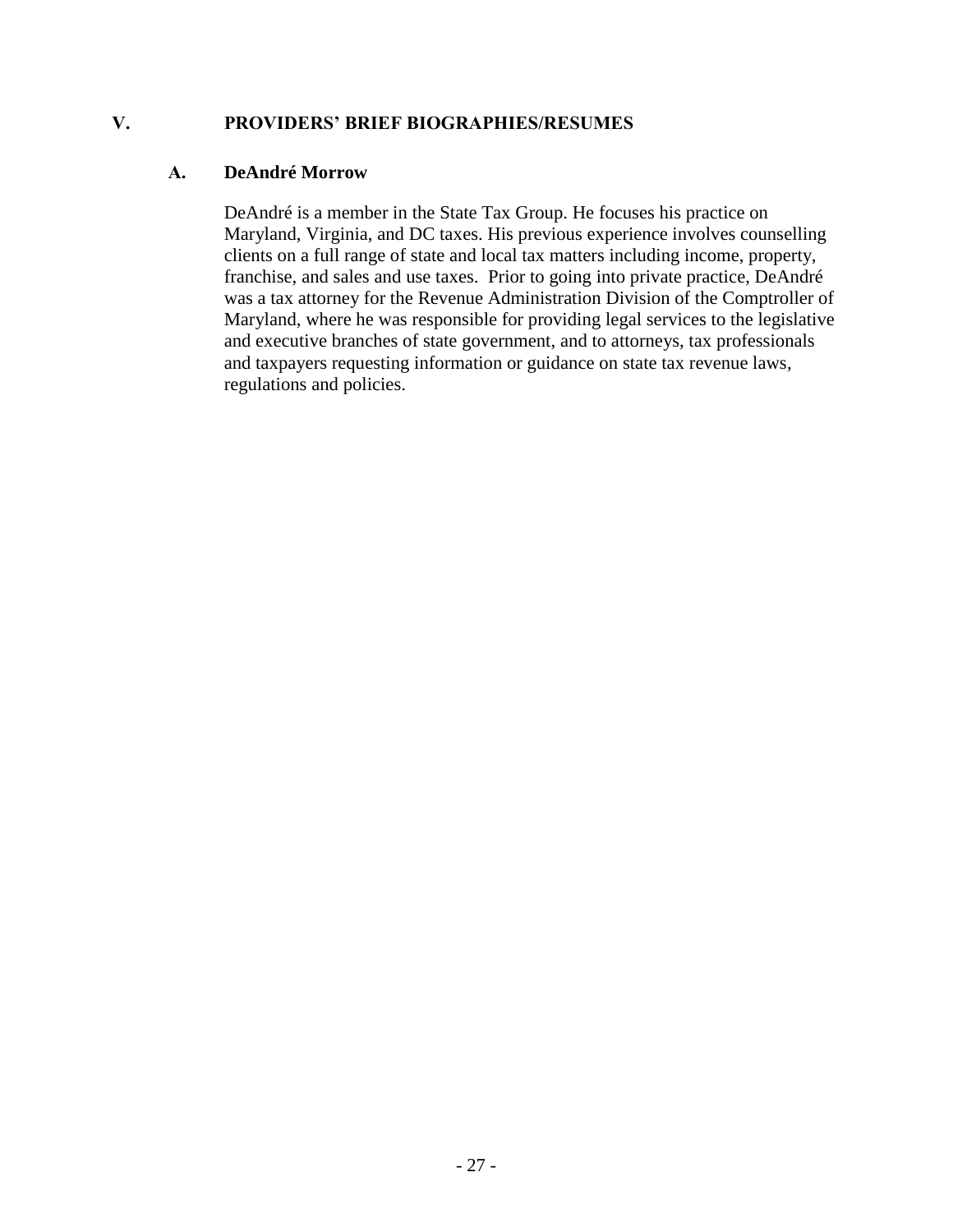## V. PROVIDERS' BRIEF BIOGRAPHIES/RESUMES

### A. DeAndré Morrow

DeAndré is a member in the State Tax Group. He focuses his practice on Maryland, Virginia, and DC taxes. His previous experience involves counselling clients on a full range of state and local tax matters including income, property, franchise, and sales and use taxes. Prior to going into private practice, DeAndré was a tax attorney for the Revenue Administration Division of the Comptroller of Maryland, where he was responsible for providing legal services to the legislative and executive branches of state government, and to attorneys, tax professionals and taxpayers requesting information or guidance on state tax revenue laws, regulations and policies.